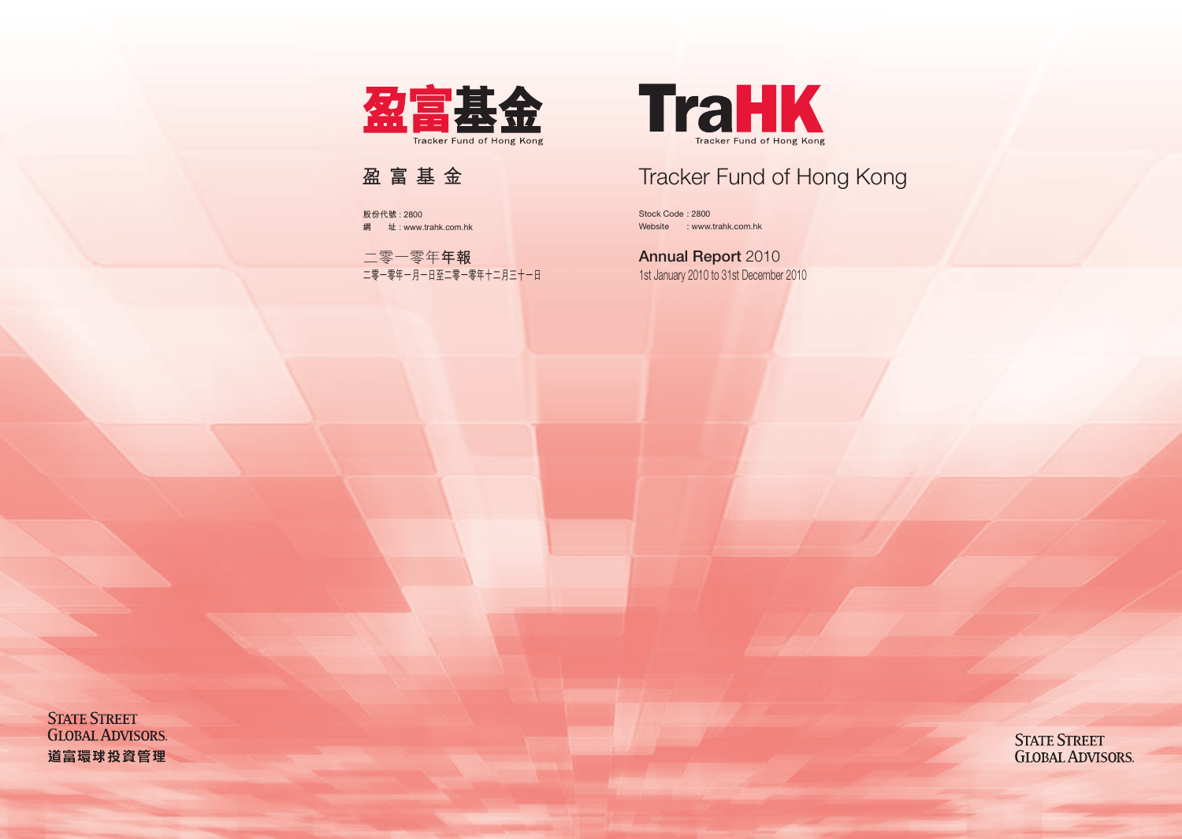盈富基金

Tracker Fund of Hong Kong

# 盈 富 基 金

股份代號 : 2800
網　　址 : www.trahk.com.hk

二零一零年**年報**
二零一零年一月一日至二零一零年十二月三十一日

TraHK

Tracker Fund of Hong Kong

# Tracker Fund of Hong Kong

Stock Code : 2800
Website : www.trahk.com.hk

**Annual Report** 2010
1st January 2010 to 31st December 2010

STATE STREET GLOBAL ADVISORS.
道富環球投資管理

STATE STREET GLOBAL ADVISORS.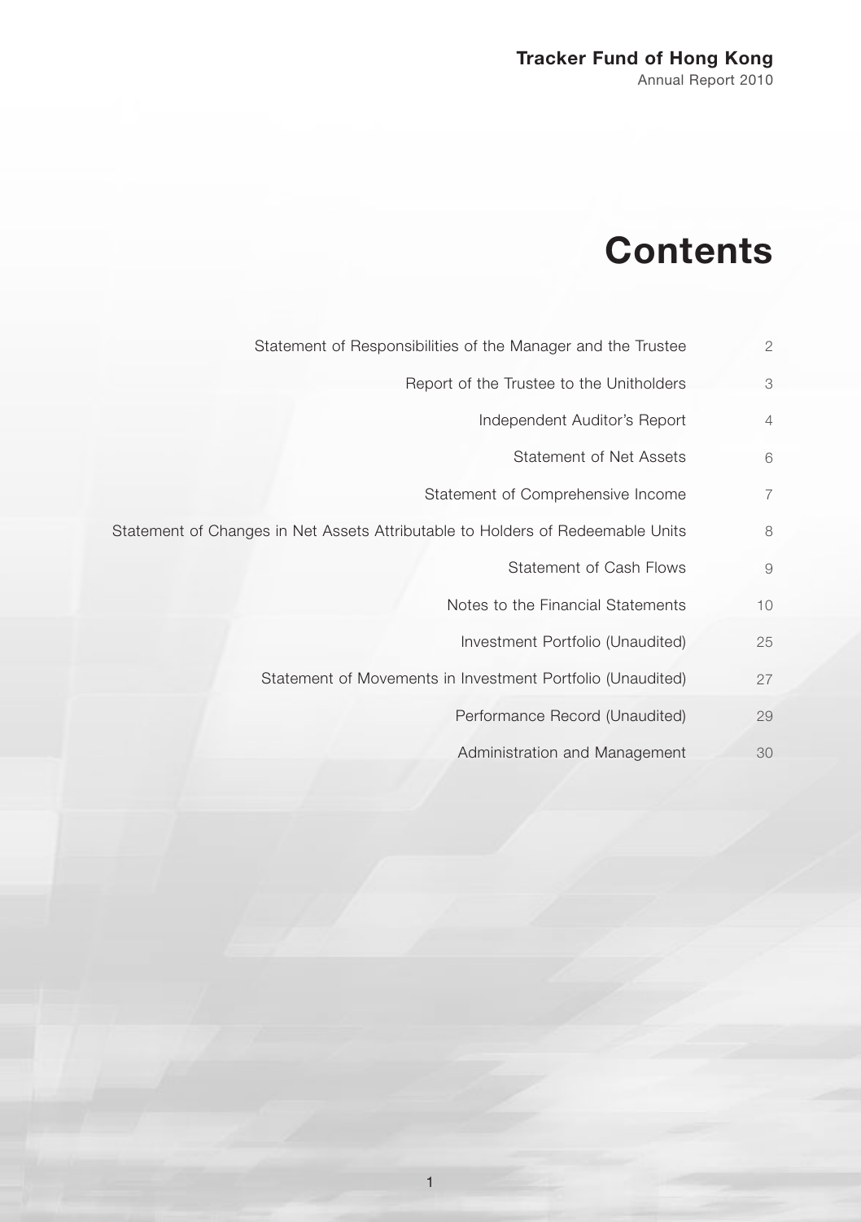**Tracker Fund of Hong Kong**
Annual Report 2010

# Contents

| | |
|---|---|
| Statement of Responsibilities of the Manager and the Trustee | 2 |
| Report of the Trustee to the Unitholders | 3 |
| Independent Auditor's Report | 4 |
| Statement of Net Assets | 6 |
| Statement of Comprehensive Income | 7 |
| Statement of Changes in Net Assets Attributable to Holders of Redeemable Units | 8 |
| Statement of Cash Flows | 9 |
| Notes to the Financial Statements | 10 |
| Investment Portfolio (Unaudited) | 25 |
| Statement of Movements in Investment Portfolio (Unaudited) | 27 |
| Performance Record (Unaudited) | 29 |
| Administration and Management | 30 |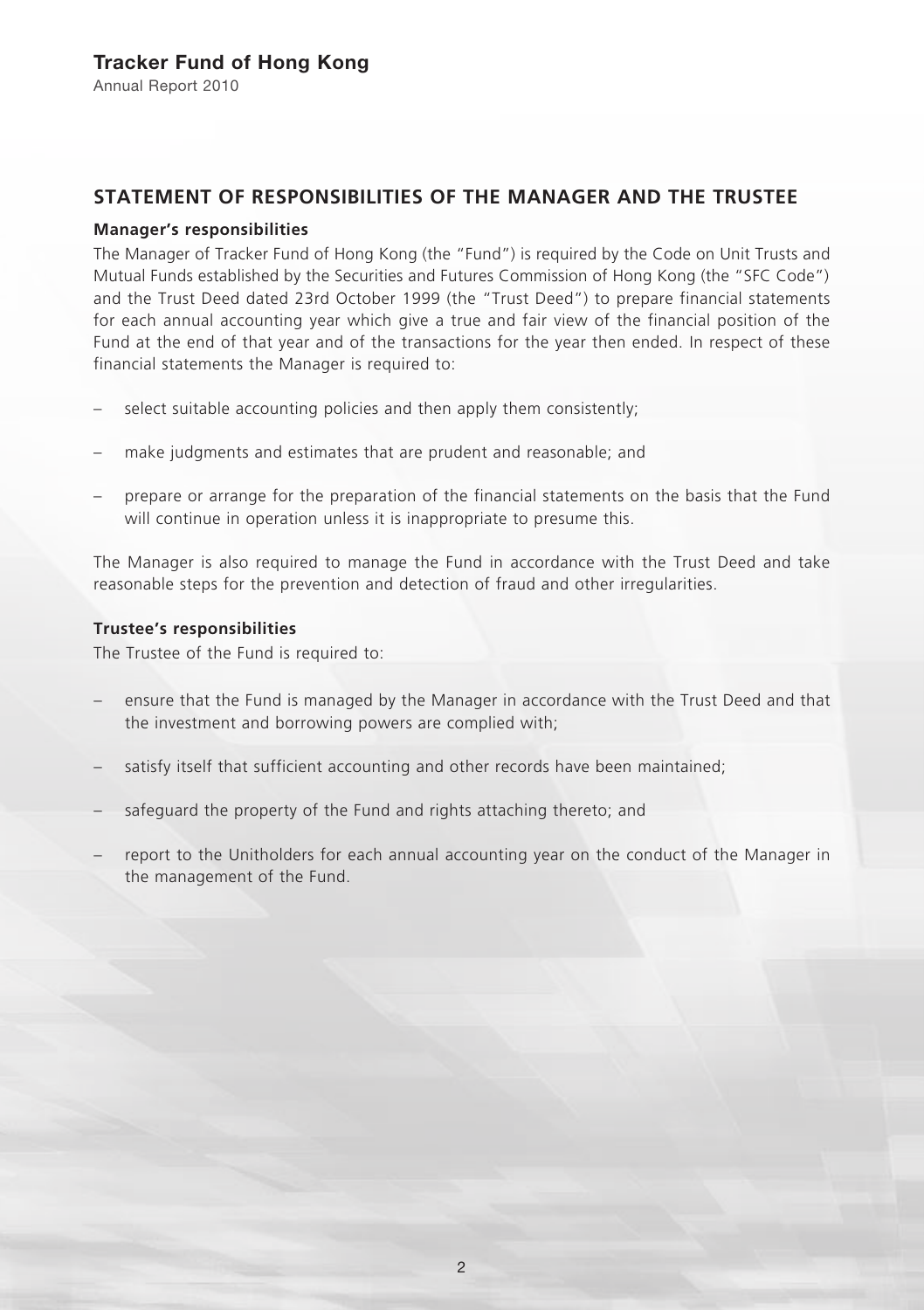## STATEMENT OF RESPONSIBILITIES OF THE MANAGER AND THE TRUSTEE

### Manager's responsibilities

The Manager of Tracker Fund of Hong Kong (the "Fund") is required by the Code on Unit Trusts and Mutual Funds established by the Securities and Futures Commission of Hong Kong (the "SFC Code") and the Trust Deed dated 23rd October 1999 (the "Trust Deed") to prepare financial statements for each annual accounting year which give a true and fair view of the financial position of the Fund at the end of that year and of the transactions for the year then ended. In respect of these financial statements the Manager is required to:

- select suitable accounting policies and then apply them consistently;
- make judgments and estimates that are prudent and reasonable; and
- prepare or arrange for the preparation of the financial statements on the basis that the Fund will continue in operation unless it is inappropriate to presume this.

The Manager is also required to manage the Fund in accordance with the Trust Deed and take reasonable steps for the prevention and detection of fraud and other irregularities.

### Trustee's responsibilities

The Trustee of the Fund is required to:

- ensure that the Fund is managed by the Manager in accordance with the Trust Deed and that the investment and borrowing powers are complied with;
- satisfy itself that sufficient accounting and other records have been maintained;
- safeguard the property of the Fund and rights attaching thereto; and
- report to the Unitholders for each annual accounting year on the conduct of the Manager in the management of the Fund.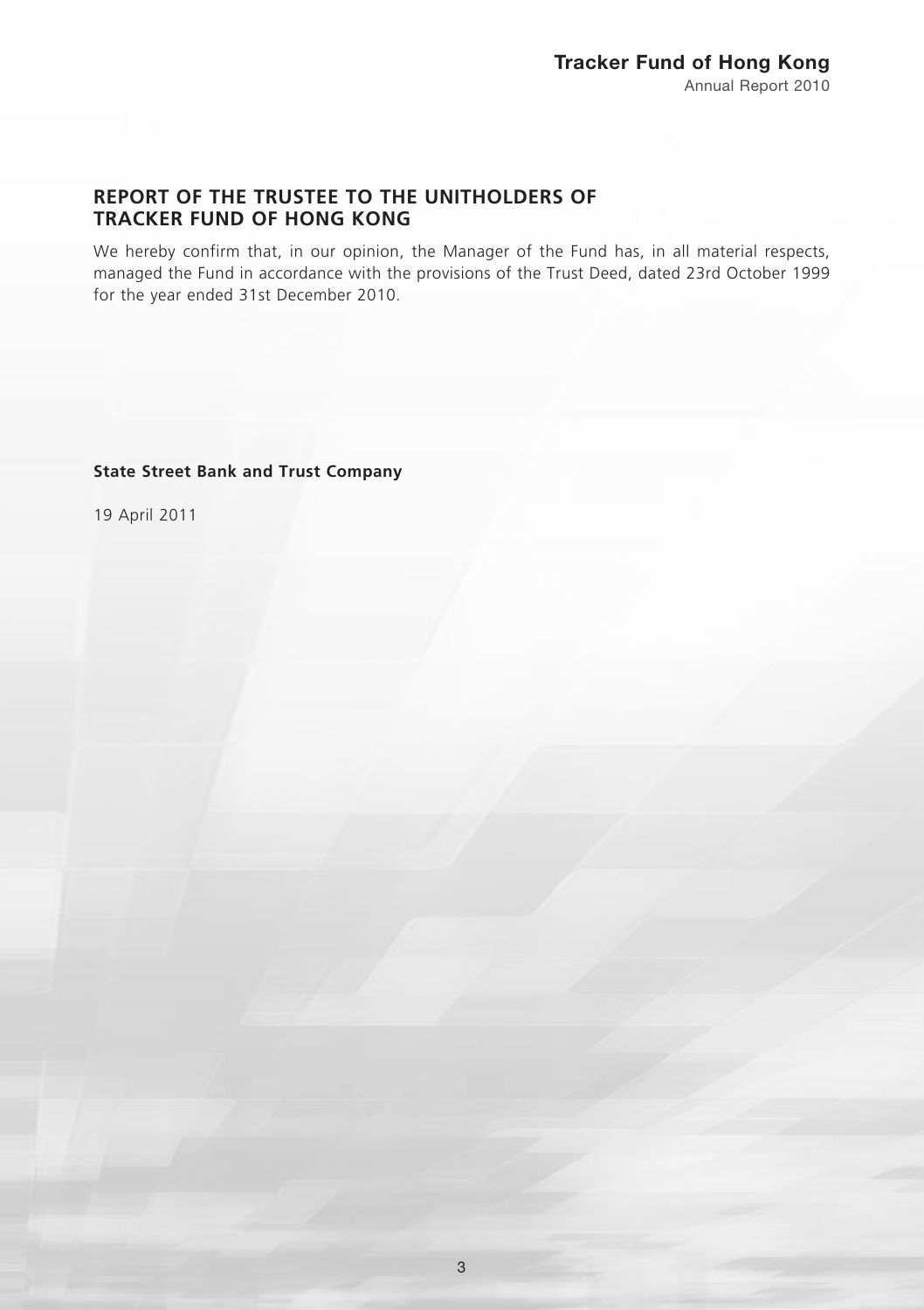## REPORT OF THE TRUSTEE TO THE UNITHOLDERS OF TRACKER FUND OF HONG KONG

We hereby confirm that, in our opinion, the Manager of the Fund has, in all material respects, managed the Fund in accordance with the provisions of the Trust Deed, dated 23rd October 1999 for the year ended 31st December 2010.

**State Street Bank and Trust Company**

19 April 2011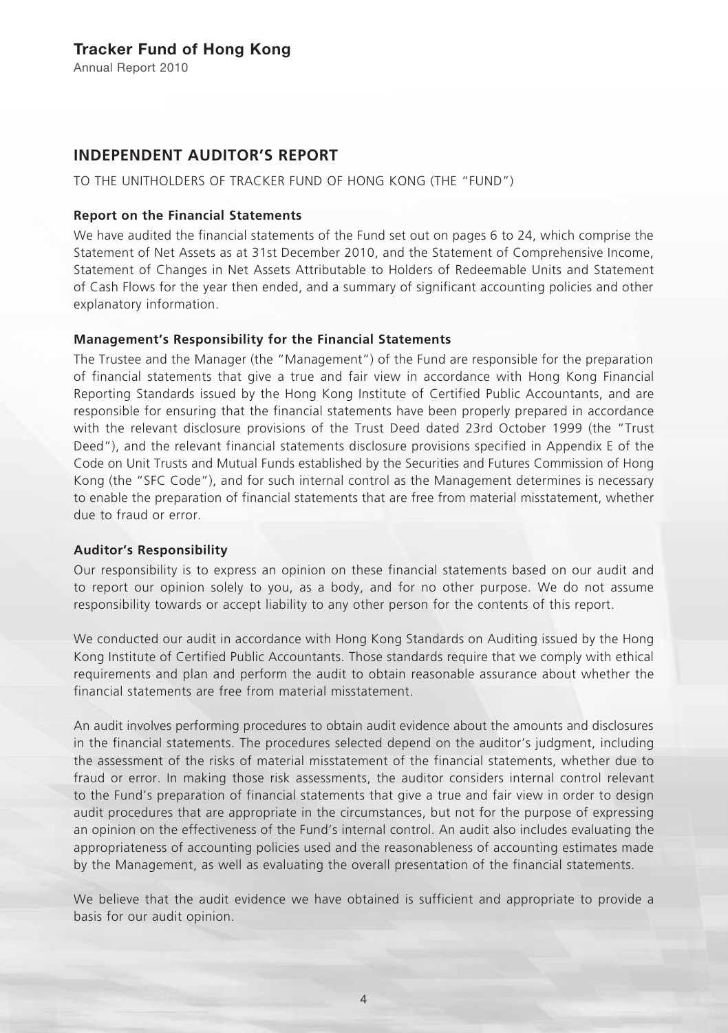## INDEPENDENT AUDITOR'S REPORT

TO THE UNITHOLDERS OF TRACKER FUND OF HONG KONG (THE "FUND")

### Report on the Financial Statements

We have audited the financial statements of the Fund set out on pages 6 to 24, which comprise the Statement of Net Assets as at 31st December 2010, and the Statement of Comprehensive Income, Statement of Changes in Net Assets Attributable to Holders of Redeemable Units and Statement of Cash Flows for the year then ended, and a summary of significant accounting policies and other explanatory information.

### Management's Responsibility for the Financial Statements

The Trustee and the Manager (the "Management") of the Fund are responsible for the preparation of financial statements that give a true and fair view in accordance with Hong Kong Financial Reporting Standards issued by the Hong Kong Institute of Certified Public Accountants, and are responsible for ensuring that the financial statements have been properly prepared in accordance with the relevant disclosure provisions of the Trust Deed dated 23rd October 1999 (the "Trust Deed"), and the relevant financial statements disclosure provisions specified in Appendix E of the Code on Unit Trusts and Mutual Funds established by the Securities and Futures Commission of Hong Kong (the "SFC Code"), and for such internal control as the Management determines is necessary to enable the preparation of financial statements that are free from material misstatement, whether due to fraud or error.

### Auditor's Responsibility

Our responsibility is to express an opinion on these financial statements based on our audit and to report our opinion solely to you, as a body, and for no other purpose. We do not assume responsibility towards or accept liability to any other person for the contents of this report.

We conducted our audit in accordance with Hong Kong Standards on Auditing issued by the Hong Kong Institute of Certified Public Accountants. Those standards require that we comply with ethical requirements and plan and perform the audit to obtain reasonable assurance about whether the financial statements are free from material misstatement.

An audit involves performing procedures to obtain audit evidence about the amounts and disclosures in the financial statements. The procedures selected depend on the auditor's judgment, including the assessment of the risks of material misstatement of the financial statements, whether due to fraud or error. In making those risk assessments, the auditor considers internal control relevant to the Fund's preparation of financial statements that give a true and fair view in order to design audit procedures that are appropriate in the circumstances, but not for the purpose of expressing an opinion on the effectiveness of the Fund's internal control. An audit also includes evaluating the appropriateness of accounting policies used and the reasonableness of accounting estimates made by the Management, as well as evaluating the overall presentation of the financial statements.

We believe that the audit evidence we have obtained is sufficient and appropriate to provide a basis for our audit opinion.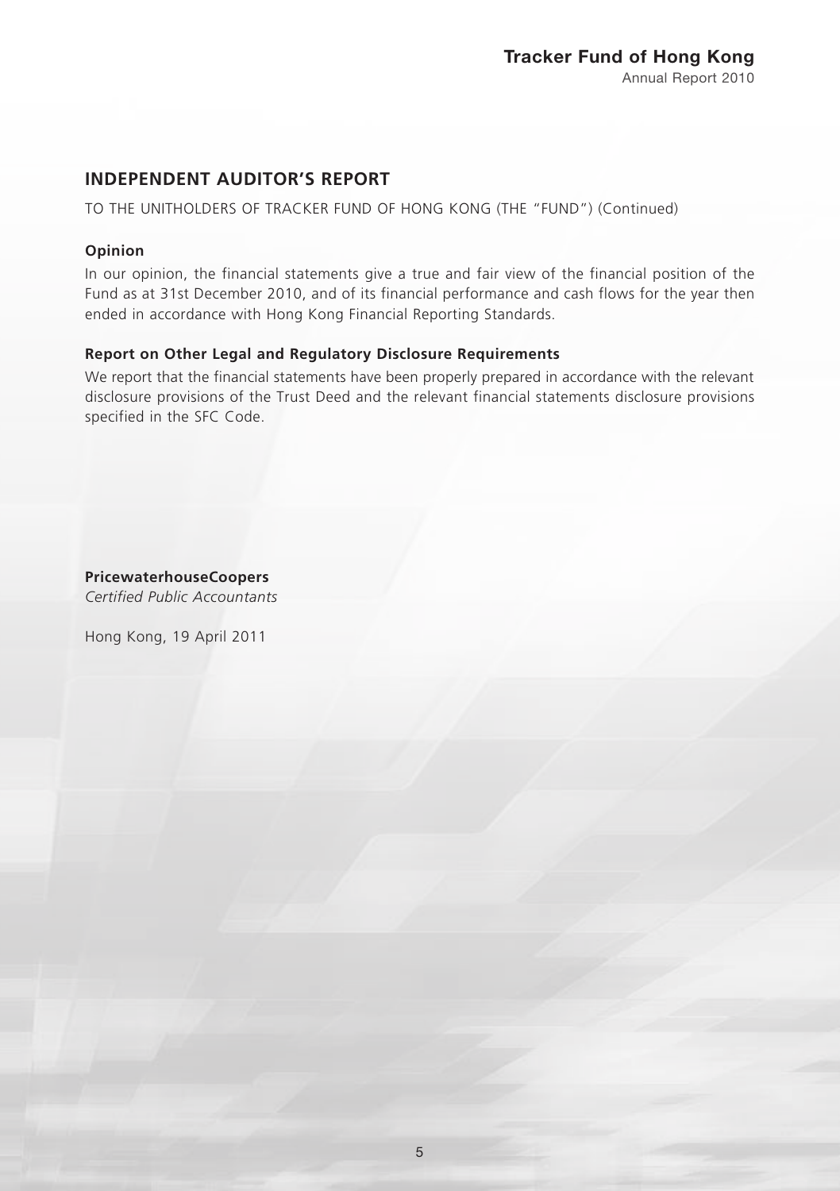## INDEPENDENT AUDITOR'S REPORT

TO THE UNITHOLDERS OF TRACKER FUND OF HONG KONG (THE "FUND") (Continued)

### Opinion

In our opinion, the financial statements give a true and fair view of the financial position of the Fund as at 31st December 2010, and of its financial performance and cash flows for the year then ended in accordance with Hong Kong Financial Reporting Standards.

### Report on Other Legal and Regulatory Disclosure Requirements

We report that the financial statements have been properly prepared in accordance with the relevant disclosure provisions of the Trust Deed and the relevant financial statements disclosure provisions specified in the SFC Code.

**PricewaterhouseCoopers**
*Certified Public Accountants*

Hong Kong, 19 April 2011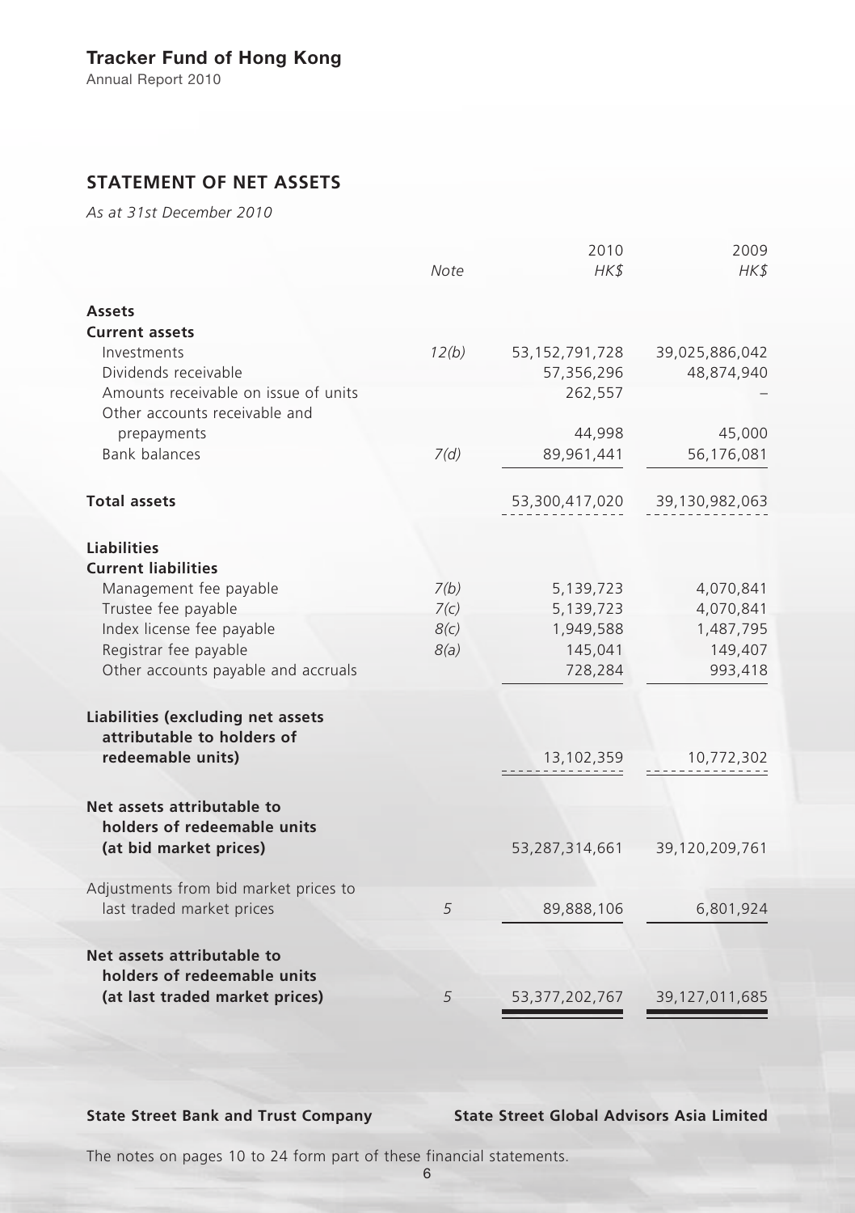## STATEMENT OF NET ASSETS

*As at 31st December 2010*

| | *Note* | 2010 *HK$* | 2009 *HK$* |
|---|---|---|---|
| **Assets** | | | |
| **Current assets** | | | |
| Investments | *12(b)* | 53,152,791,728 | 39,025,886,042 |
| Dividends receivable | | 57,356,296 | 48,874,940 |
| Amounts receivable on issue of units | | 262,557 | – |
| Other accounts receivable and prepayments | | 44,998 | 45,000 |
| Bank balances | *7(d)* | 89,961,441 | 56,176,081 |
| **Total assets** | | 53,300,417,020 | 39,130,982,063 |
| **Liabilities** | | | |
| **Current liabilities** | | | |
| Management fee payable | *7(b)* | 5,139,723 | 4,070,841 |
| Trustee fee payable | *7(c)* | 5,139,723 | 4,070,841 |
| Index license fee payable | *8(c)* | 1,949,588 | 1,487,795 |
| Registrar fee payable | *8(a)* | 145,041 | 149,407 |
| Other accounts payable and accruals | | 728,284 | 993,418 |
| **Liabilities (excluding net assets attributable to holders of redeemable units)** | | 13,102,359 | 10,772,302 |
| **Net assets attributable to holders of redeemable units (at bid market prices)** | | 53,287,314,661 | 39,120,209,761 |
| Adjustments from bid market prices to last traded market prices | *5* | 89,888,106 | 6,801,924 |
| **Net assets attributable to holders of redeemable units (at last traded market prices)** | *5* | 53,377,202,767 | 39,127,011,685 |

**State Street Bank and Trust Company** **State Street Global Advisors Asia Limited**

The notes on pages 10 to 24 form part of these financial statements.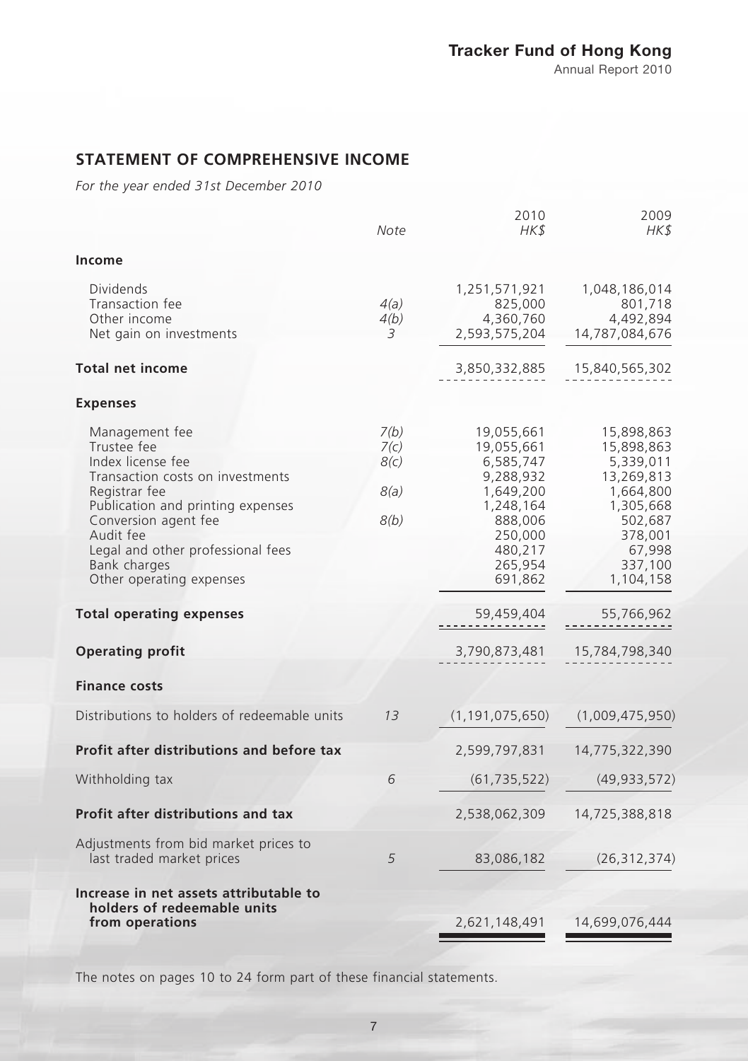## STATEMENT OF COMPREHENSIVE INCOME

*For the year ended 31st December 2010*

| | Note | 2010 HK$ | 2009 HK$ |
|---|---|---|---|
| **Income** | | | |
| Dividends | | 1,251,571,921 | 1,048,186,014 |
| Transaction fee | 4(a) | 825,000 | 801,718 |
| Other income | 4(b) | 4,360,760 | 4,492,894 |
| Net gain on investments | 3 | 2,593,575,204 | 14,787,084,676 |
| **Total net income** | | 3,850,332,885 | 15,840,565,302 |
| **Expenses** | | | |
| Management fee | 7(b) | 19,055,661 | 15,898,863 |
| Trustee fee | 7(c) | 19,055,661 | 15,898,863 |
| Index license fee | 8(c) | 6,585,747 | 5,339,011 |
| Transaction costs on investments | | 9,288,932 | 13,269,813 |
| Registrar fee | 8(a) | 1,649,200 | 1,664,800 |
| Publication and printing expenses | | 1,248,164 | 1,305,668 |
| Conversion agent fee | 8(b) | 888,006 | 502,687 |
| Audit fee | | 250,000 | 378,001 |
| Legal and other professional fees | | 480,217 | 67,998 |
| Bank charges | | 265,954 | 337,100 |
| Other operating expenses | | 691,862 | 1,104,158 |
| **Total operating expenses** | | 59,459,404 | 55,766,962 |
| **Operating profit** | | 3,790,873,481 | 15,784,798,340 |
| **Finance costs** | | | |
| Distributions to holders of redeemable units | 13 | (1,191,075,650) | (1,009,475,950) |
| **Profit after distributions and before tax** | | 2,599,797,831 | 14,775,322,390 |
| Withholding tax | 6 | (61,735,522) | (49,933,572) |
| **Profit after distributions and tax** | | 2,538,062,309 | 14,725,388,818 |
| Adjustments from bid market prices to last traded market prices | 5 | 83,086,182 | (26,312,374) |
| **Increase in net assets attributable to holders of redeemable units from operations** | | 2,621,148,491 | 14,699,076,444 |

The notes on pages 10 to 24 form part of these financial statements.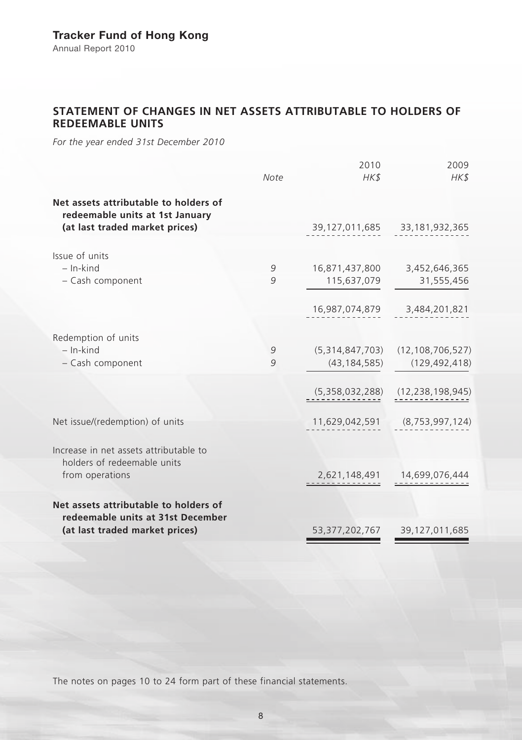# STATEMENT OF CHANGES IN NET ASSETS ATTRIBUTABLE TO HOLDERS OF REDEEMABLE UNITS

*For the year ended 31st December 2010*

| | *Note* | 2010 *HK$* | 2009 *HK$* |
|---|---|---|---|
| **Net assets attributable to holders of redeemable units at 1st January (at last traded market prices)** | | 39,127,011,685 | 33,181,932,365 |
| Issue of units | | | |
| – In-kind | *9* | 16,871,437,800 | 3,452,646,365 |
| – Cash component | *9* | 115,637,079 | 31,555,456 |
| | | 16,987,074,879 | 3,484,201,821 |
| Redemption of units | | | |
| – In-kind | *9* | (5,314,847,703) | (12,108,706,527) |
| – Cash component | *9* | (43,184,585) | (129,492,418) |
| | | (5,358,032,288) | (12,238,198,945) |
| Net issue/(redemption) of units | | 11,629,042,591 | (8,753,997,124) |
| Increase in net assets attributable to holders of redeemable units from operations | | 2,621,148,491 | 14,699,076,444 |
| **Net assets attributable to holders of redeemable units at 31st December (at last traded market prices)** | | 53,377,202,767 | 39,127,011,685 |

The notes on pages 10 to 24 form part of these financial statements.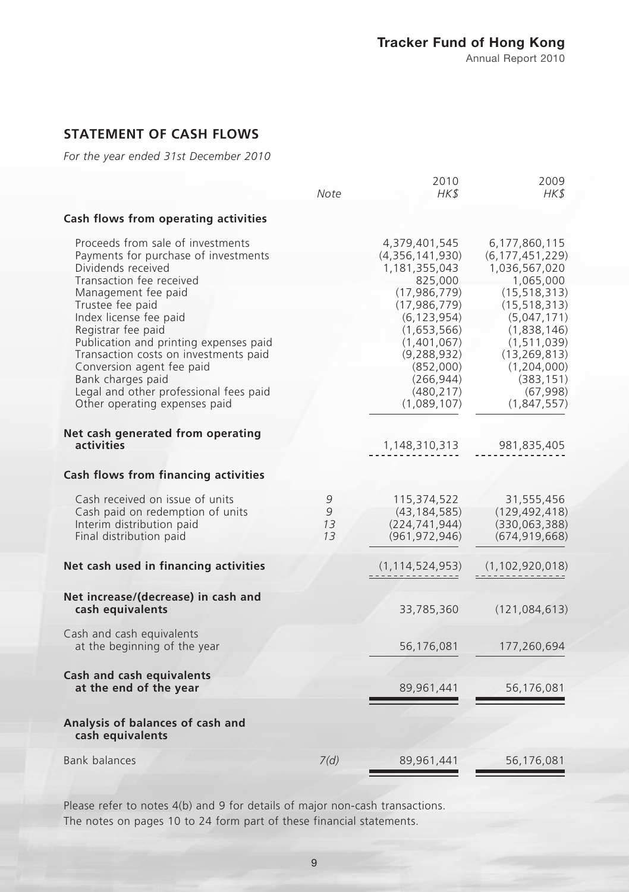## STATEMENT OF CASH FLOWS

*For the year ended 31st December 2010*

| | Note | 2010 HK$ | 2009 HK$ |
|---|---|---|---|
| **Cash flows from operating activities** | | | |
| Proceeds from sale of investments | | 4,379,401,545 | 6,177,860,115 |
| Payments for purchase of investments | | (4,356,141,930) | (6,177,451,229) |
| Dividends received | | 1,181,355,043 | 1,036,567,020 |
| Transaction fee received | | 825,000 | 1,065,000 |
| Management fee paid | | (17,986,779) | (15,518,313) |
| Trustee fee paid | | (17,986,779) | (15,518,313) |
| Index license fee paid | | (6,123,954) | (5,047,171) |
| Registrar fee paid | | (1,653,566) | (1,838,146) |
| Publication and printing expenses paid | | (1,401,067) | (1,511,039) |
| Transaction costs on investments paid | | (9,288,932) | (13,269,813) |
| Conversion agent fee paid | | (852,000) | (1,204,000) |
| Bank charges paid | | (266,944) | (383,151) |
| Legal and other professional fees paid | | (480,217) | (67,998) |
| Other operating expenses paid | | (1,089,107) | (1,847,557) |
| **Net cash generated from operating activities** | | 1,148,310,313 | 981,835,405 |
| **Cash flows from financing activities** | | | |
| Cash received on issue of units | 9 | 115,374,522 | 31,555,456 |
| Cash paid on redemption of units | 9 | (43,184,585) | (129,492,418) |
| Interim distribution paid | 13 | (224,741,944) | (330,063,388) |
| Final distribution paid | 13 | (961,972,946) | (674,919,668) |
| **Net cash used in financing activities** | | (1,114,524,953) | (1,102,920,018) |
| **Net increase/(decrease) in cash and cash equivalents** | | 33,785,360 | (121,084,613) |
| Cash and cash equivalents at the beginning of the year | | 56,176,081 | 177,260,694 |
| **Cash and cash equivalents at the end of the year** | | 89,961,441 | 56,176,081 |
| **Analysis of balances of cash and cash equivalents** | | | |
| Bank balances | 7(d) | 89,961,441 | 56,176,081 |

Please refer to notes 4(b) and 9 for details of major non-cash transactions.
The notes on pages 10 to 24 form part of these financial statements.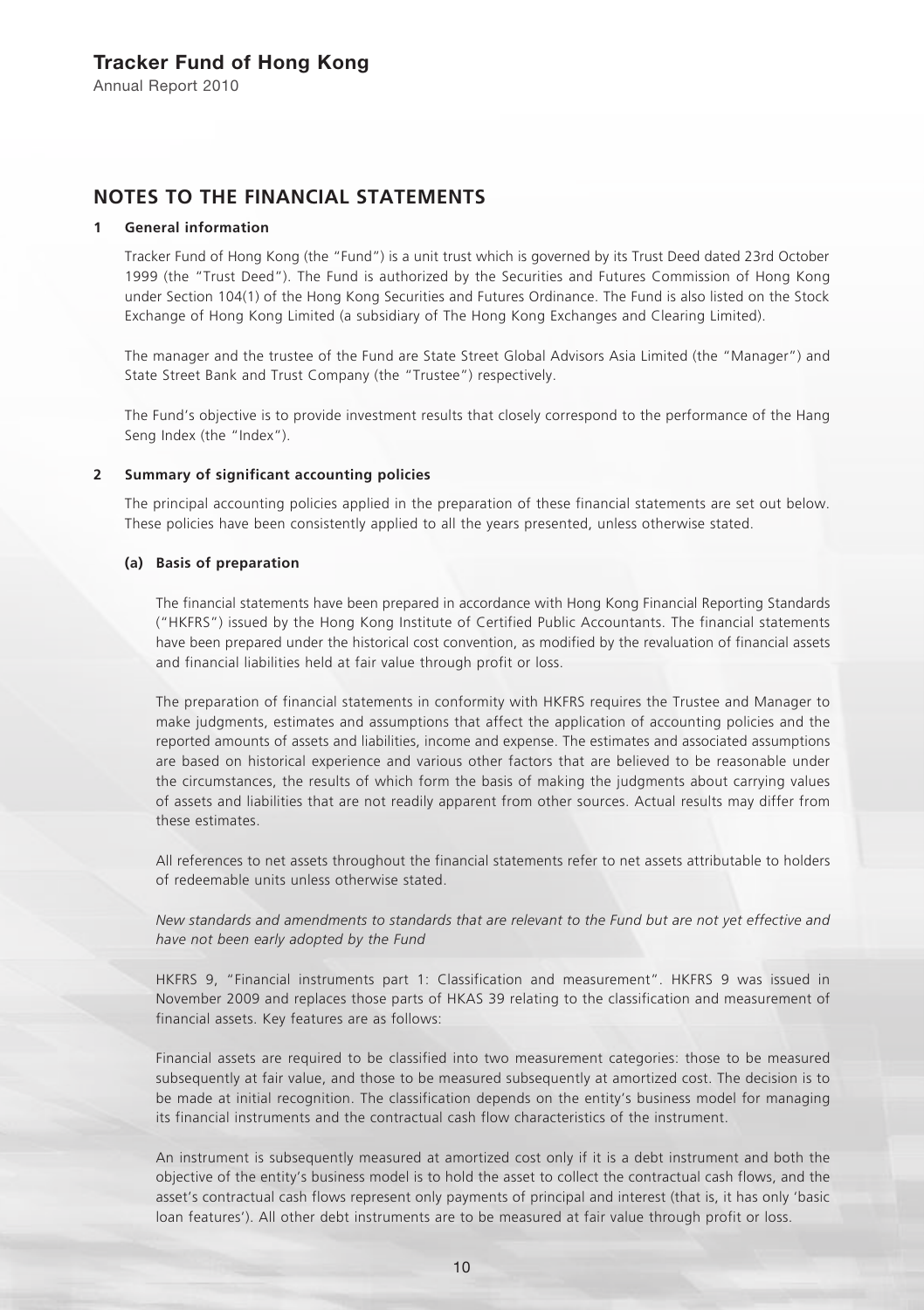# NOTES TO THE FINANCIAL STATEMENTS

## 1 General information

Tracker Fund of Hong Kong (the "Fund") is a unit trust which is governed by its Trust Deed dated 23rd October 1999 (the "Trust Deed"). The Fund is authorized by the Securities and Futures Commission of Hong Kong under Section 104(1) of the Hong Kong Securities and Futures Ordinance. The Fund is also listed on the Stock Exchange of Hong Kong Limited (a subsidiary of The Hong Kong Exchanges and Clearing Limited).

The manager and the trustee of the Fund are State Street Global Advisors Asia Limited (the "Manager") and State Street Bank and Trust Company (the "Trustee") respectively.

The Fund's objective is to provide investment results that closely correspond to the performance of the Hang Seng Index (the "Index").

## 2 Summary of significant accounting policies

The principal accounting policies applied in the preparation of these financial statements are set out below. These policies have been consistently applied to all the years presented, unless otherwise stated.

### (a) Basis of preparation

The financial statements have been prepared in accordance with Hong Kong Financial Reporting Standards ("HKFRS") issued by the Hong Kong Institute of Certified Public Accountants. The financial statements have been prepared under the historical cost convention, as modified by the revaluation of financial assets and financial liabilities held at fair value through profit or loss.

The preparation of financial statements in conformity with HKFRS requires the Trustee and Manager to make judgments, estimates and assumptions that affect the application of accounting policies and the reported amounts of assets and liabilities, income and expense. The estimates and associated assumptions are based on historical experience and various other factors that are believed to be reasonable under the circumstances, the results of which form the basis of making the judgments about carrying values of assets and liabilities that are not readily apparent from other sources. Actual results may differ from these estimates.

All references to net assets throughout the financial statements refer to net assets attributable to holders of redeemable units unless otherwise stated.

*New standards and amendments to standards that are relevant to the Fund but are not yet effective and have not been early adopted by the Fund*

HKFRS 9, "Financial instruments part 1: Classification and measurement". HKFRS 9 was issued in November 2009 and replaces those parts of HKAS 39 relating to the classification and measurement of financial assets. Key features are as follows:

Financial assets are required to be classified into two measurement categories: those to be measured subsequently at fair value, and those to be measured subsequently at amortized cost. The decision is to be made at initial recognition. The classification depends on the entity's business model for managing its financial instruments and the contractual cash flow characteristics of the instrument.

An instrument is subsequently measured at amortized cost only if it is a debt instrument and both the objective of the entity's business model is to hold the asset to collect the contractual cash flows, and the asset's contractual cash flows represent only payments of principal and interest (that is, it has only 'basic loan features'). All other debt instruments are to be measured at fair value through profit or loss.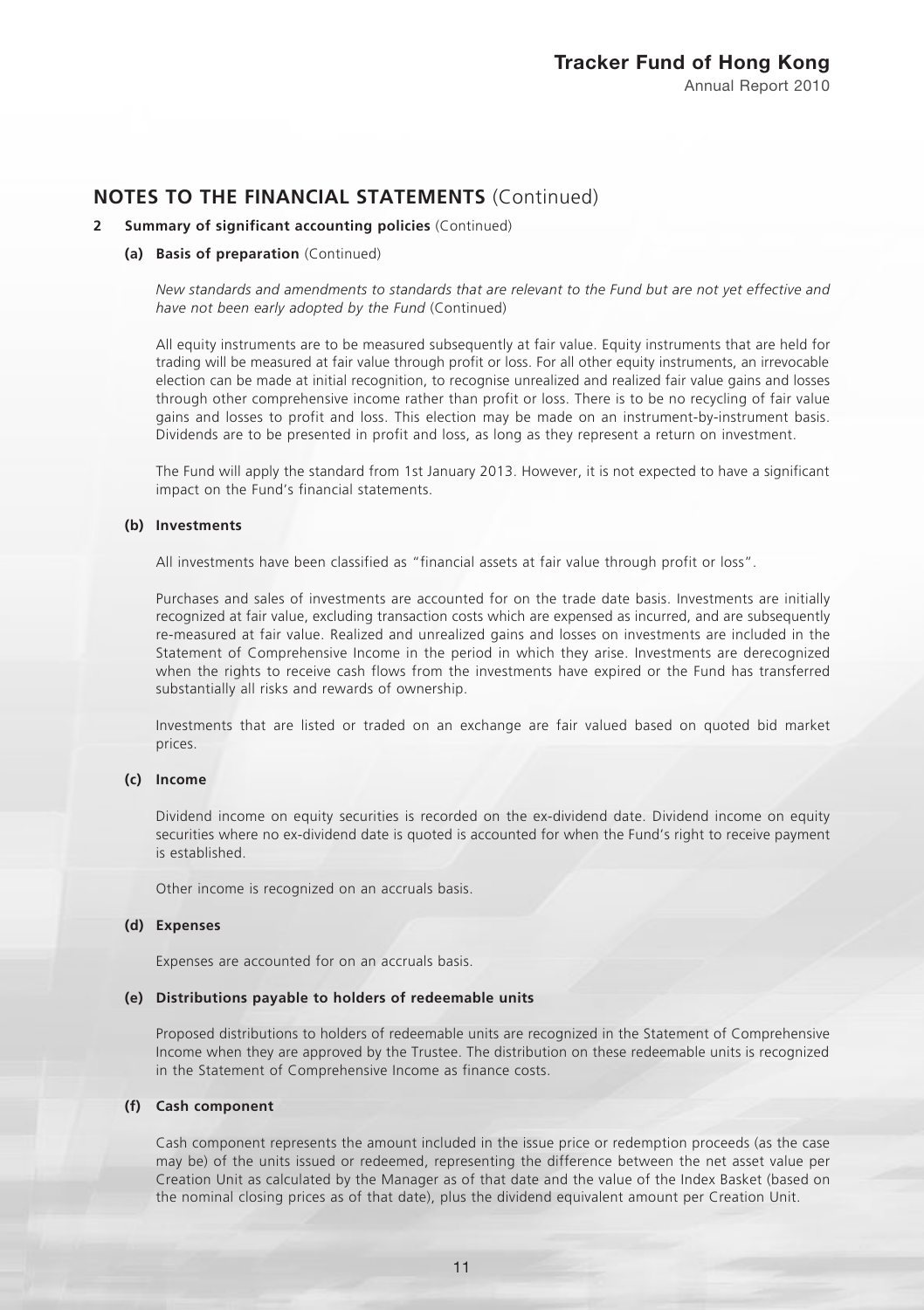## NOTES TO THE FINANCIAL STATEMENTS (Continued)

**2 Summary of significant accounting policies** (Continued)

**(a) Basis of preparation** (Continued)

*New standards and amendments to standards that are relevant to the Fund but are not yet effective and have not been early adopted by the Fund* (Continued)

All equity instruments are to be measured subsequently at fair value. Equity instruments that are held for trading will be measured at fair value through profit or loss. For all other equity instruments, an irrevocable election can be made at initial recognition, to recognise unrealized and realized fair value gains and losses through other comprehensive income rather than profit or loss. There is to be no recycling of fair value gains and losses to profit and loss. This election may be made on an instrument-by-instrument basis. Dividends are to be presented in profit and loss, as long as they represent a return on investment.

The Fund will apply the standard from 1st January 2013. However, it is not expected to have a significant impact on the Fund's financial statements.

**(b) Investments**

All investments have been classified as "financial assets at fair value through profit or loss".

Purchases and sales of investments are accounted for on the trade date basis. Investments are initially recognized at fair value, excluding transaction costs which are expensed as incurred, and are subsequently re-measured at fair value. Realized and unrealized gains and losses on investments are included in the Statement of Comprehensive Income in the period in which they arise. Investments are derecognized when the rights to receive cash flows from the investments have expired or the Fund has transferred substantially all risks and rewards of ownership.

Investments that are listed or traded on an exchange are fair valued based on quoted bid market prices.

**(c) Income**

Dividend income on equity securities is recorded on the ex-dividend date. Dividend income on equity securities where no ex-dividend date is quoted is accounted for when the Fund's right to receive payment is established.

Other income is recognized on an accruals basis.

**(d) Expenses**

Expenses are accounted for on an accruals basis.

**(e) Distributions payable to holders of redeemable units**

Proposed distributions to holders of redeemable units are recognized in the Statement of Comprehensive Income when they are approved by the Trustee. The distribution on these redeemable units is recognized in the Statement of Comprehensive Income as finance costs.

**(f) Cash component**

Cash component represents the amount included in the issue price or redemption proceeds (as the case may be) of the units issued or redeemed, representing the difference between the net asset value per Creation Unit as calculated by the Manager as of that date and the value of the Index Basket (based on the nominal closing prices as of that date), plus the dividend equivalent amount per Creation Unit.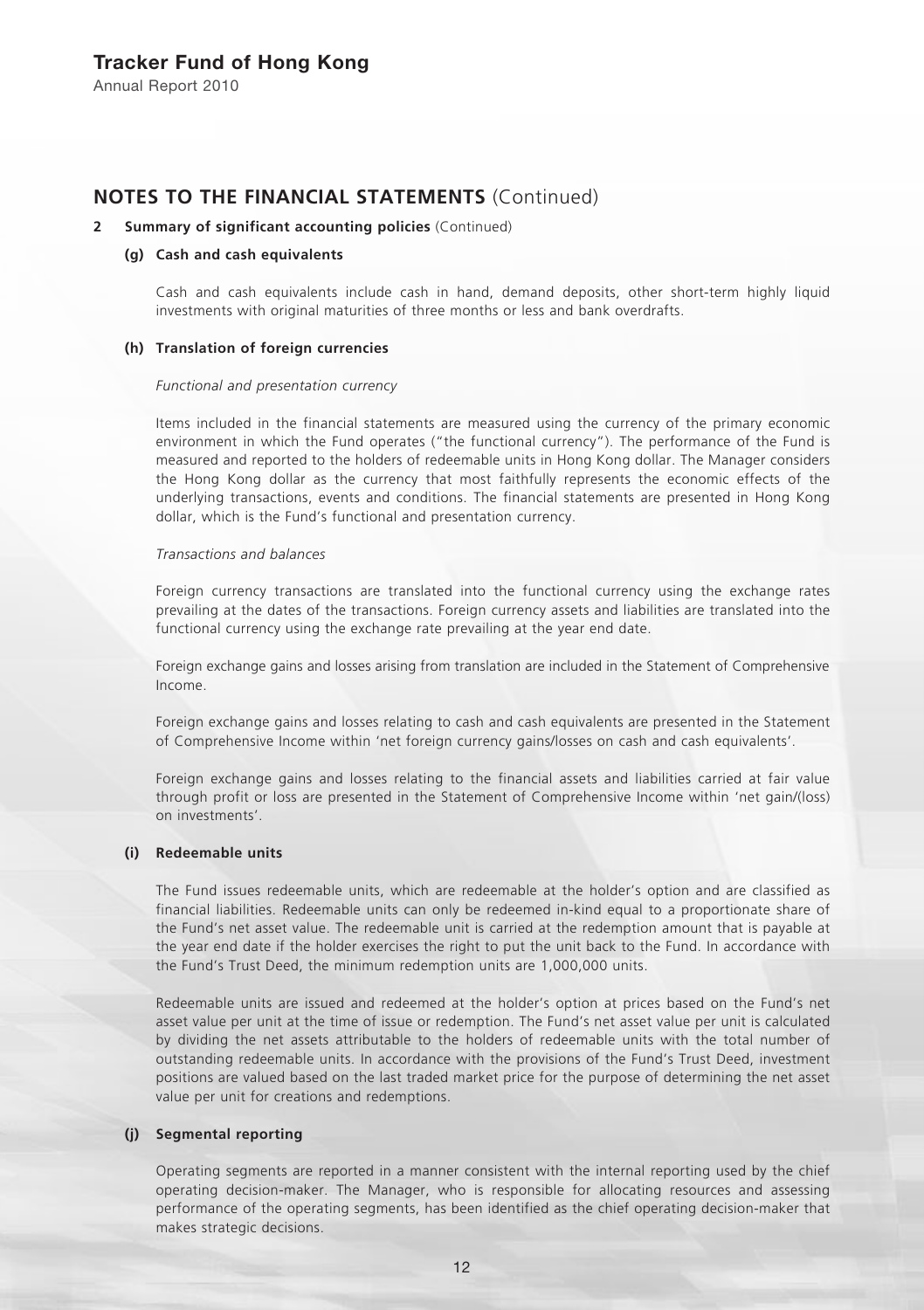## NOTES TO THE FINANCIAL STATEMENTS (Continued)

**2 Summary of significant accounting policies** (Continued)

**(g) Cash and cash equivalents**

Cash and cash equivalents include cash in hand, demand deposits, other short-term highly liquid investments with original maturities of three months or less and bank overdrafts.

**(h) Translation of foreign currencies**

*Functional and presentation currency*

Items included in the financial statements are measured using the currency of the primary economic environment in which the Fund operates ("the functional currency"). The performance of the Fund is measured and reported to the holders of redeemable units in Hong Kong dollar. The Manager considers the Hong Kong dollar as the currency that most faithfully represents the economic effects of the underlying transactions, events and conditions. The financial statements are presented in Hong Kong dollar, which is the Fund's functional and presentation currency.

*Transactions and balances*

Foreign currency transactions are translated into the functional currency using the exchange rates prevailing at the dates of the transactions. Foreign currency assets and liabilities are translated into the functional currency using the exchange rate prevailing at the year end date.

Foreign exchange gains and losses arising from translation are included in the Statement of Comprehensive Income.

Foreign exchange gains and losses relating to cash and cash equivalents are presented in the Statement of Comprehensive Income within 'net foreign currency gains/losses on cash and cash equivalents'.

Foreign exchange gains and losses relating to the financial assets and liabilities carried at fair value through profit or loss are presented in the Statement of Comprehensive Income within 'net gain/(loss) on investments'.

**(i) Redeemable units**

The Fund issues redeemable units, which are redeemable at the holder's option and are classified as financial liabilities. Redeemable units can only be redeemed in-kind equal to a proportionate share of the Fund's net asset value. The redeemable unit is carried at the redemption amount that is payable at the year end date if the holder exercises the right to put the unit back to the Fund. In accordance with the Fund's Trust Deed, the minimum redemption units are 1,000,000 units.

Redeemable units are issued and redeemed at the holder's option at prices based on the Fund's net asset value per unit at the time of issue or redemption. The Fund's net asset value per unit is calculated by dividing the net assets attributable to the holders of redeemable units with the total number of outstanding redeemable units. In accordance with the provisions of the Fund's Trust Deed, investment positions are valued based on the last traded market price for the purpose of determining the net asset value per unit for creations and redemptions.

**(j) Segmental reporting**

Operating segments are reported in a manner consistent with the internal reporting used by the chief operating decision-maker. The Manager, who is responsible for allocating resources and assessing performance of the operating segments, has been identified as the chief operating decision-maker that makes strategic decisions.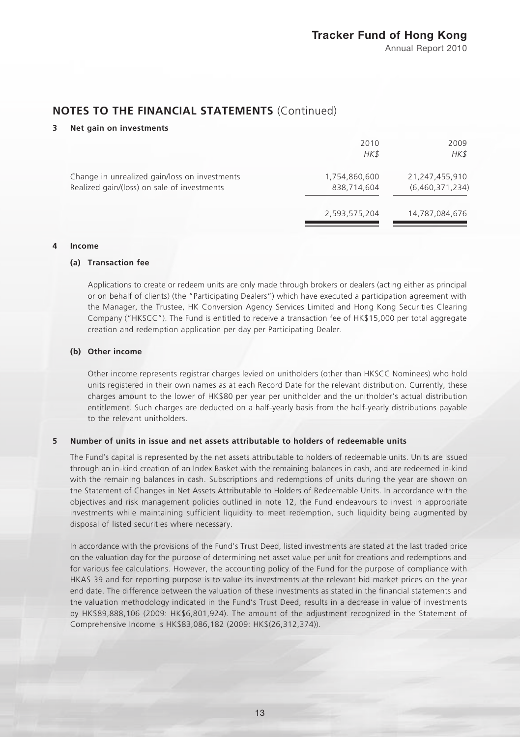## NOTES TO THE FINANCIAL STATEMENTS (Continued)

### 3 Net gain on investments

| | 2010 HK$ | 2009 HK$ |
|---|---|---|
| Change in unrealized gain/loss on investments | 1,754,860,600 | 21,247,455,910 |
| Realized gain/(loss) on sale of investments | 838,714,604 | (6,460,371,234) |
| | 2,593,575,204 | 14,787,084,676 |

### 4 Income

#### (a) Transaction fee

Applications to create or redeem units are only made through brokers or dealers (acting either as principal or on behalf of clients) (the "Participating Dealers") which have executed a participation agreement with the Manager, the Trustee, HK Conversion Agency Services Limited and Hong Kong Securities Clearing Company ("HKSCC"). The Fund is entitled to receive a transaction fee of HK$15,000 per total aggregate creation and redemption application per day per Participating Dealer.

#### (b) Other income

Other income represents registrar charges levied on unitholders (other than HKSCC Nominees) who hold units registered in their own names as at each Record Date for the relevant distribution. Currently, these charges amount to the lower of HK$80 per year per unitholder and the unitholder's actual distribution entitlement. Such charges are deducted on a half-yearly basis from the half-yearly distributions payable to the relevant unitholders.

### 5 Number of units in issue and net assets attributable to holders of redeemable units

The Fund's capital is represented by the net assets attributable to holders of redeemable units. Units are issued through an in-kind creation of an Index Basket with the remaining balances in cash, and are redeemed in-kind with the remaining balances in cash. Subscriptions and redemptions of units during the year are shown on the Statement of Changes in Net Assets Attributable to Holders of Redeemable Units. In accordance with the objectives and risk management policies outlined in note 12, the Fund endeavours to invest in appropriate investments while maintaining sufficient liquidity to meet redemption, such liquidity being augmented by disposal of listed securities where necessary.

In accordance with the provisions of the Fund's Trust Deed, listed investments are stated at the last traded price on the valuation day for the purpose of determining net asset value per unit for creations and redemptions and for various fee calculations. However, the accounting policy of the Fund for the purpose of compliance with HKAS 39 and for reporting purpose is to value its investments at the relevant bid market prices on the year end date. The difference between the valuation of these investments as stated in the financial statements and the valuation methodology indicated in the Fund's Trust Deed, results in a decrease in value of investments by HK$89,888,106 (2009: HK$6,801,924). The amount of the adjustment recognized in the Statement of Comprehensive Income is HK$83,086,182 (2009: HK$(26,312,374)).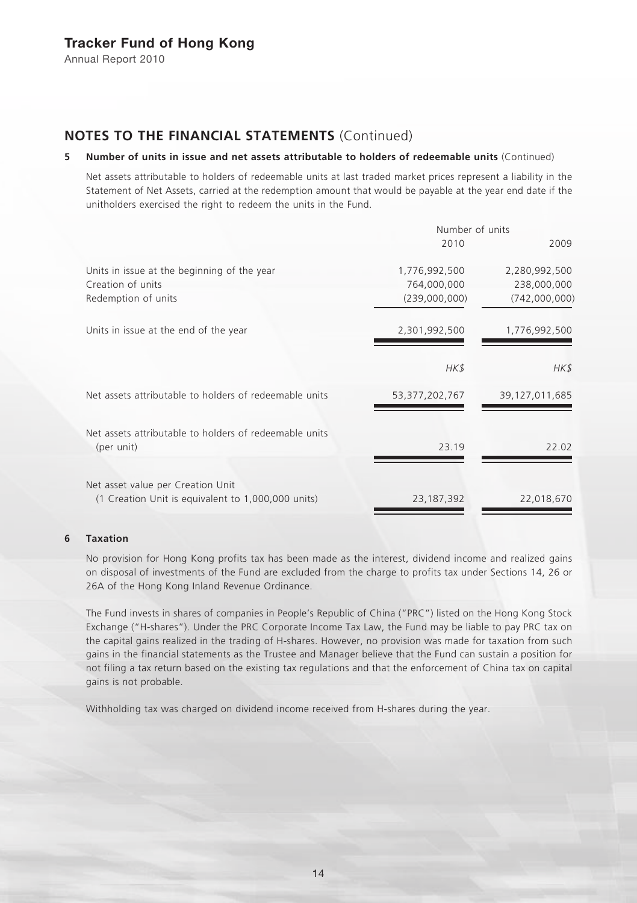## NOTES TO THE FINANCIAL STATEMENTS (Continued)

**5 Number of units in issue and net assets attributable to holders of redeemable units** (Continued)

Net assets attributable to holders of redeemable units at last traded market prices represent a liability in the Statement of Net Assets, carried at the redemption amount that would be payable at the year end date if the unitholders exercised the right to redeem the units in the Fund.

| | Number of units | |
|---|---|---|
| | 2010 | 2009 |
| Units in issue at the beginning of the year | 1,776,992,500 | 2,280,992,500 |
| Creation of units | 764,000,000 | 238,000,000 |
| Redemption of units | (239,000,000) | (742,000,000) |
| Units in issue at the end of the year | 2,301,992,500 | 1,776,992,500 |
| | *HK$* | *HK$* |
| Net assets attributable to holders of redeemable units | 53,377,202,767 | 39,127,011,685 |
| Net assets attributable to holders of redeemable units (per unit) | 23.19 | 22.02 |
| Net asset value per Creation Unit (1 Creation Unit is equivalent to 1,000,000 units) | 23,187,392 | 22,018,670 |

**6 Taxation**

No provision for Hong Kong profits tax has been made as the interest, dividend income and realized gains on disposal of investments of the Fund are excluded from the charge to profits tax under Sections 14, 26 or 26A of the Hong Kong Inland Revenue Ordinance.

The Fund invests in shares of companies in People's Republic of China ("PRC") listed on the Hong Kong Stock Exchange ("H-shares"). Under the PRC Corporate Income Tax Law, the Fund may be liable to pay PRC tax on the capital gains realized in the trading of H-shares. However, no provision was made for taxation from such gains in the financial statements as the Trustee and Manager believe that the Fund can sustain a position for not filing a tax return based on the existing tax regulations and that the enforcement of China tax on capital gains is not probable.

Withholding tax was charged on dividend income received from H-shares during the year.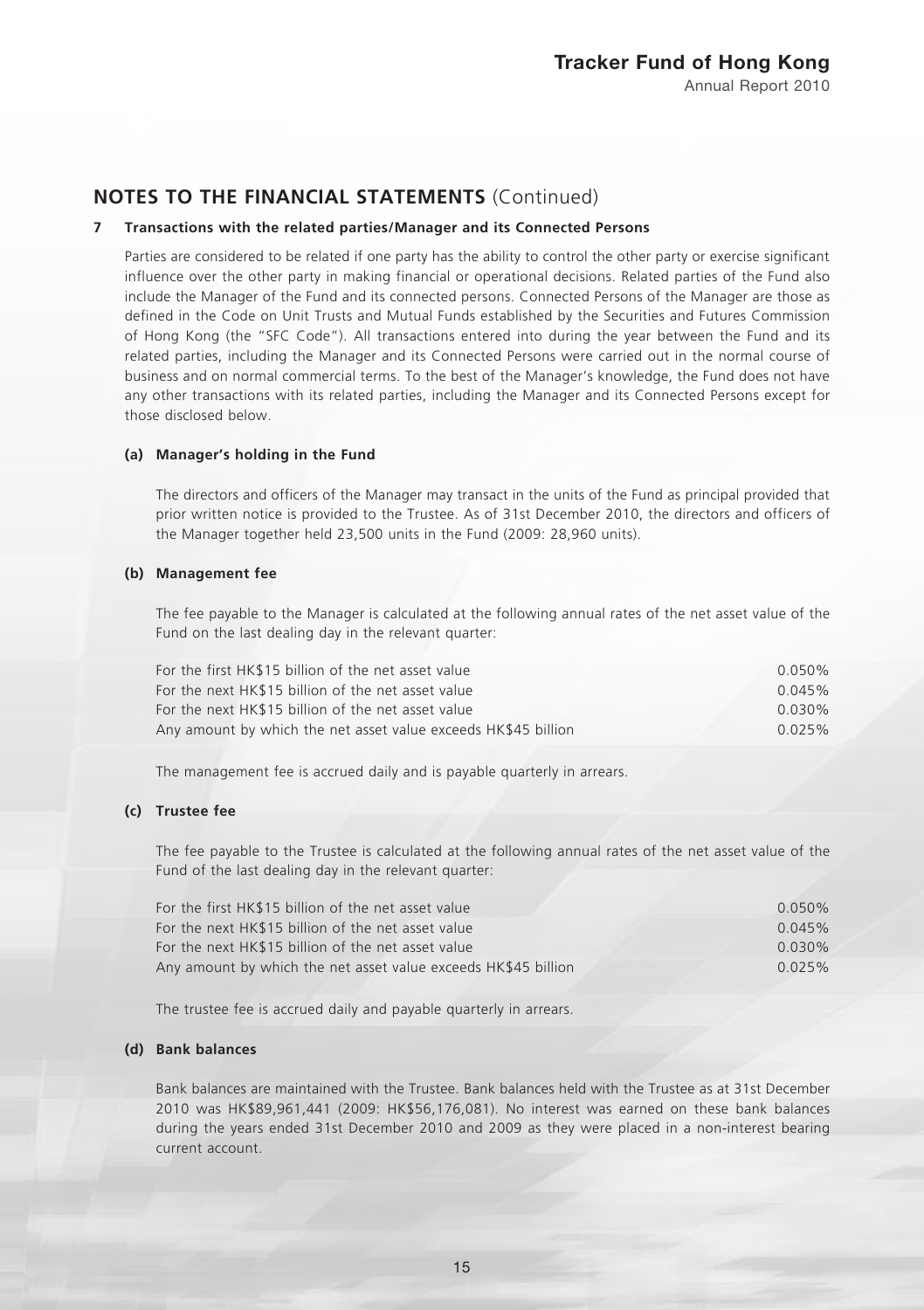## NOTES TO THE FINANCIAL STATEMENTS (Continued)

### 7 Transactions with the related parties/Manager and its Connected Persons

Parties are considered to be related if one party has the ability to control the other party or exercise significant influence over the other party in making financial or operational decisions. Related parties of the Fund also include the Manager of the Fund and its connected persons. Connected Persons of the Manager are those as defined in the Code on Unit Trusts and Mutual Funds established by the Securities and Futures Commission of Hong Kong (the "SFC Code"). All transactions entered into during the year between the Fund and its related parties, including the Manager and its Connected Persons were carried out in the normal course of business and on normal commercial terms. To the best of the Manager's knowledge, the Fund does not have any other transactions with its related parties, including the Manager and its Connected Persons except for those disclosed below.

#### (a) Manager's holding in the Fund

The directors and officers of the Manager may transact in the units of the Fund as principal provided that prior written notice is provided to the Trustee. As of 31st December 2010, the directors and officers of the Manager together held 23,500 units in the Fund (2009: 28,960 units).

#### (b) Management fee

The fee payable to the Manager is calculated at the following annual rates of the net asset value of the Fund on the last dealing day in the relevant quarter:

| | |
|---|---|
| For the first HK$15 billion of the net asset value | 0.050% |
| For the next HK$15 billion of the net asset value | 0.045% |
| For the next HK$15 billion of the net asset value | 0.030% |
| Any amount by which the net asset value exceeds HK$45 billion | 0.025% |

The management fee is accrued daily and is payable quarterly in arrears.

#### (c) Trustee fee

The fee payable to the Trustee is calculated at the following annual rates of the net asset value of the Fund of the last dealing day in the relevant quarter:

| | |
|---|---|
| For the first HK$15 billion of the net asset value | 0.050% |
| For the next HK$15 billion of the net asset value | 0.045% |
| For the next HK$15 billion of the net asset value | 0.030% |
| Any amount by which the net asset value exceeds HK$45 billion | 0.025% |

The trustee fee is accrued daily and payable quarterly in arrears.

#### (d) Bank balances

Bank balances are maintained with the Trustee. Bank balances held with the Trustee as at 31st December 2010 was HK$89,961,441 (2009: HK$56,176,081). No interest was earned on these bank balances during the years ended 31st December 2010 and 2009 as they were placed in a non-interest bearing current account.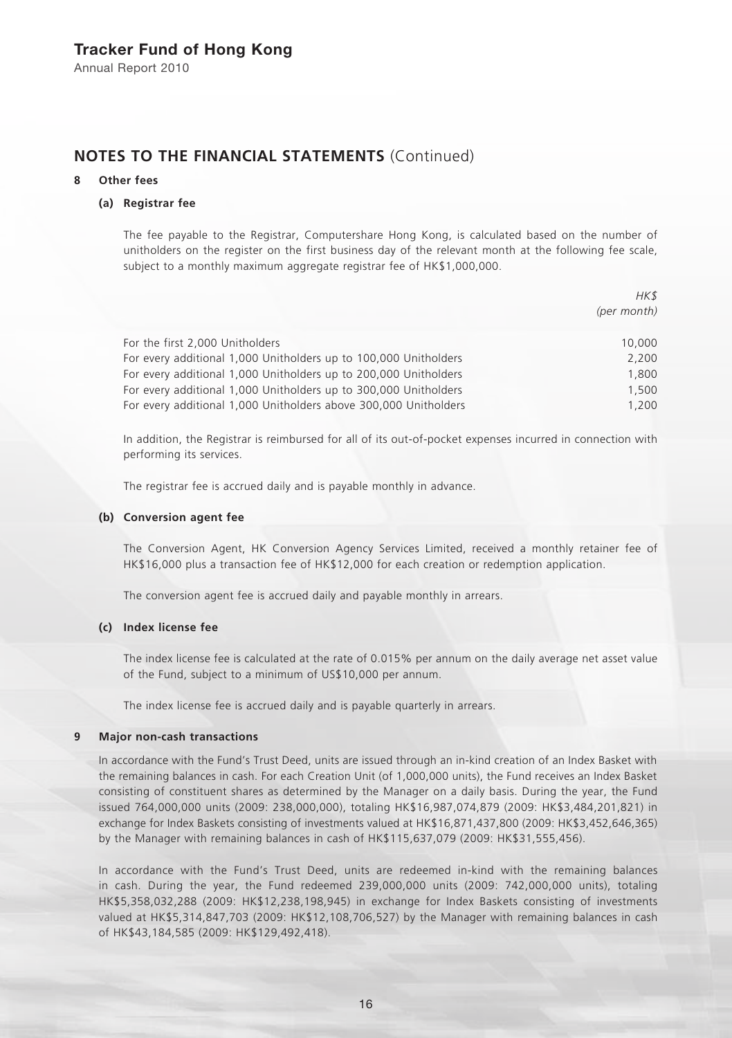## NOTES TO THE FINANCIAL STATEMENTS (Continued)

### 8 Other fees

#### (a) Registrar fee

The fee payable to the Registrar, Computershare Hong Kong, is calculated based on the number of unitholders on the register on the first business day of the relevant month at the following fee scale, subject to a monthly maximum aggregate registrar fee of HK$1,000,000.

| | *HK$* *(per month)* |
|---|---|
| For the first 2,000 Unitholders | 10,000 |
| For every additional 1,000 Unitholders up to 100,000 Unitholders | 2,200 |
| For every additional 1,000 Unitholders up to 200,000 Unitholders | 1,800 |
| For every additional 1,000 Unitholders up to 300,000 Unitholders | 1,500 |
| For every additional 1,000 Unitholders above 300,000 Unitholders | 1,200 |

In addition, the Registrar is reimbursed for all of its out-of-pocket expenses incurred in connection with performing its services.

The registrar fee is accrued daily and is payable monthly in advance.

#### (b) Conversion agent fee

The Conversion Agent, HK Conversion Agency Services Limited, received a monthly retainer fee of HK$16,000 plus a transaction fee of HK$12,000 for each creation or redemption application.

The conversion agent fee is accrued daily and payable monthly in arrears.

#### (c) Index license fee

The index license fee is calculated at the rate of 0.015% per annum on the daily average net asset value of the Fund, subject to a minimum of US$10,000 per annum.

The index license fee is accrued daily and is payable quarterly in arrears.

### 9 Major non-cash transactions

In accordance with the Fund's Trust Deed, units are issued through an in-kind creation of an Index Basket with the remaining balances in cash. For each Creation Unit (of 1,000,000 units), the Fund receives an Index Basket consisting of constituent shares as determined by the Manager on a daily basis. During the year, the Fund issued 764,000,000 units (2009: 238,000,000), totaling HK$16,987,074,879 (2009: HK$3,484,201,821) in exchange for Index Baskets consisting of investments valued at HK$16,871,437,800 (2009: HK$3,452,646,365) by the Manager with remaining balances in cash of HK$115,637,079 (2009: HK$31,555,456).

In accordance with the Fund's Trust Deed, units are redeemed in-kind with the remaining balances in cash. During the year, the Fund redeemed 239,000,000 units (2009: 742,000,000 units), totaling HK$5,358,032,288 (2009: HK$12,238,198,945) in exchange for Index Baskets consisting of investments valued at HK$5,314,847,703 (2009: HK$12,108,706,527) by the Manager with remaining balances in cash of HK$43,184,585 (2009: HK$129,492,418).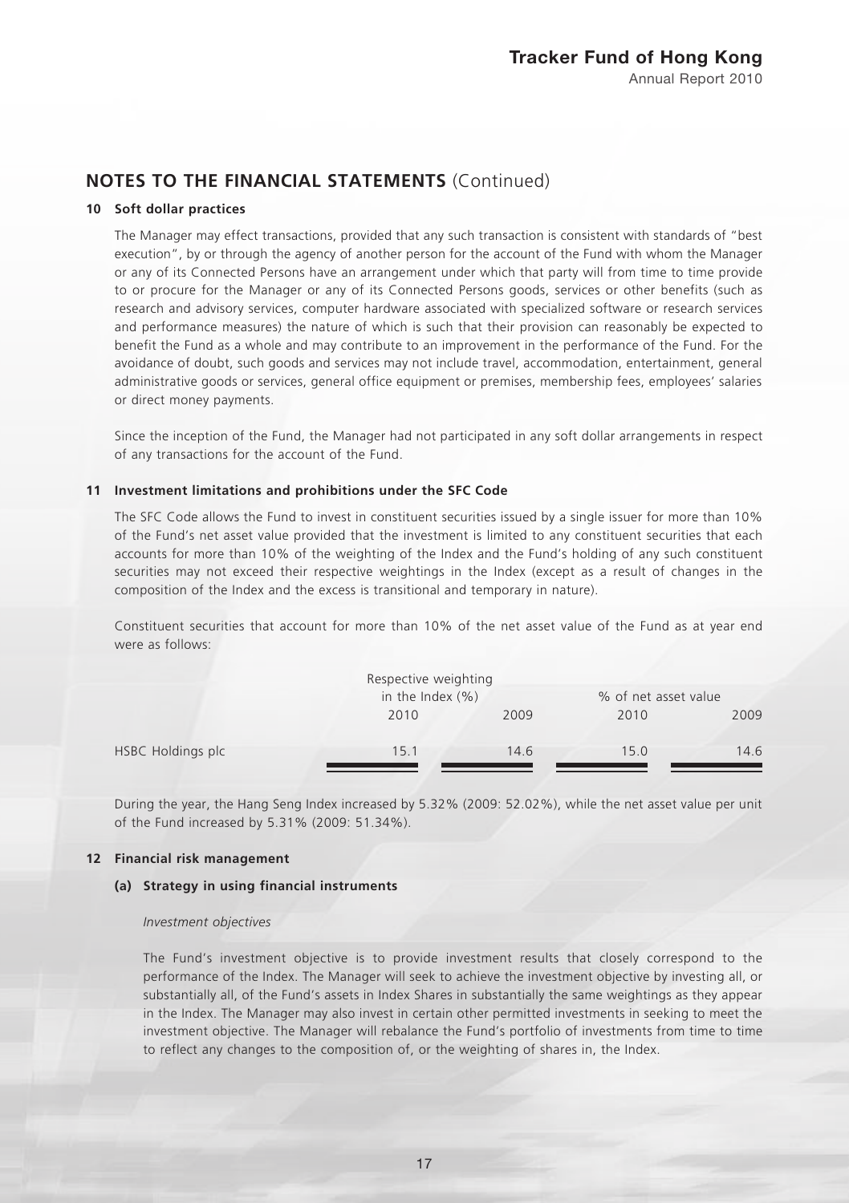## NOTES TO THE FINANCIAL STATEMENTS (Continued)

**10 Soft dollar practices**

The Manager may effect transactions, provided that any such transaction is consistent with standards of "best execution", by or through the agency of another person for the account of the Fund with whom the Manager or any of its Connected Persons have an arrangement under which that party will from time to time provide to or procure for the Manager or any of its Connected Persons goods, services or other benefits (such as research and advisory services, computer hardware associated with specialized software or research services and performance measures) the nature of which is such that their provision can reasonably be expected to benefit the Fund as a whole and may contribute to an improvement in the performance of the Fund. For the avoidance of doubt, such goods and services may not include travel, accommodation, entertainment, general administrative goods or services, general office equipment or premises, membership fees, employees' salaries or direct money payments.

Since the inception of the Fund, the Manager had not participated in any soft dollar arrangements in respect of any transactions for the account of the Fund.

**11 Investment limitations and prohibitions under the SFC Code**

The SFC Code allows the Fund to invest in constituent securities issued by a single issuer for more than 10% of the Fund's net asset value provided that the investment is limited to any constituent securities that each accounts for more than 10% of the weighting of the Index and the Fund's holding of any such constituent securities may not exceed their respective weightings in the Index (except as a result of changes in the composition of the Index and the excess is transitional and temporary in nature).

Constituent securities that account for more than 10% of the net asset value of the Fund as at year end were as follows:

| | Respective weighting in the Index (%) | | % of net asset value | |
|---|---|---|---|---|
| | 2010 | 2009 | 2010 | 2009 |
| HSBC Holdings plc | 15.1 | 14.6 | 15.0 | 14.6 |

During the year, the Hang Seng Index increased by 5.32% (2009: 52.02%), while the net asset value per unit of the Fund increased by 5.31% (2009: 51.34%).

**12 Financial risk management**

**(a) Strategy in using financial instruments**

*Investment objectives*

The Fund's investment objective is to provide investment results that closely correspond to the performance of the Index. The Manager will seek to achieve the investment objective by investing all, or substantially all, of the Fund's assets in Index Shares in substantially the same weightings as they appear in the Index. The Manager may also invest in certain other permitted investments in seeking to meet the investment objective. The Manager will rebalance the Fund's portfolio of investments from time to time to reflect any changes to the composition of, or the weighting of shares in, the Index.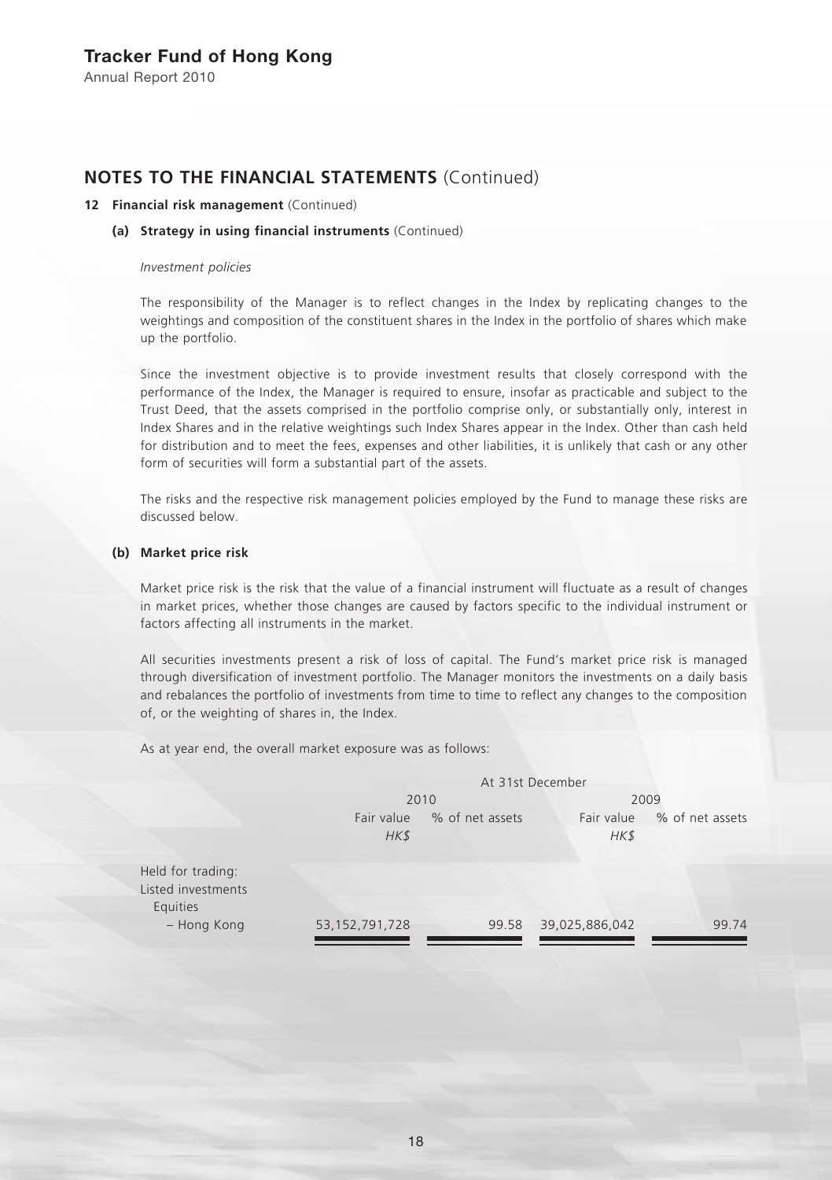## NOTES TO THE FINANCIAL STATEMENTS (Continued)

**12 Financial risk management** (Continued)

**(a) Strategy in using financial instruments** (Continued)

*Investment policies*

The responsibility of the Manager is to reflect changes in the Index by replicating changes to the weightings and composition of the constituent shares in the Index in the portfolio of shares which make up the portfolio.

Since the investment objective is to provide investment results that closely correspond with the performance of the Index, the Manager is required to ensure, insofar as practicable and subject to the Trust Deed, that the assets comprised in the portfolio comprise only, or substantially only, interest in Index Shares and in the relative weightings such Index Shares appear in the Index. Other than cash held for distribution and to meet the fees, expenses and other liabilities, it is unlikely that cash or any other form of securities will form a substantial part of the assets.

The risks and the respective risk management policies employed by the Fund to manage these risks are discussed below.

**(b) Market price risk**

Market price risk is the risk that the value of a financial instrument will fluctuate as a result of changes in market prices, whether those changes are caused by factors specific to the individual instrument or factors affecting all instruments in the market.

All securities investments present a risk of loss of capital. The Fund's market price risk is managed through diversification of investment portfolio. The Manager monitors the investments on a daily basis and rebalances the portfolio of investments from time to time to reflect any changes to the composition of, or the weighting of shares in, the Index.

As at year end, the overall market exposure was as follows:

| | At 31st December | | | |
|---|---|---|---|---|
| | 2010 | | 2009 | |
| | Fair value *HK$* | % of net assets | Fair value *HK$* | % of net assets |
| Held for trading: | | | | |
| Listed investments | | | | |
| Equities | | | | |
| – Hong Kong | 53,152,791,728 | 99.58 | 39,025,886,042 | 99.74 |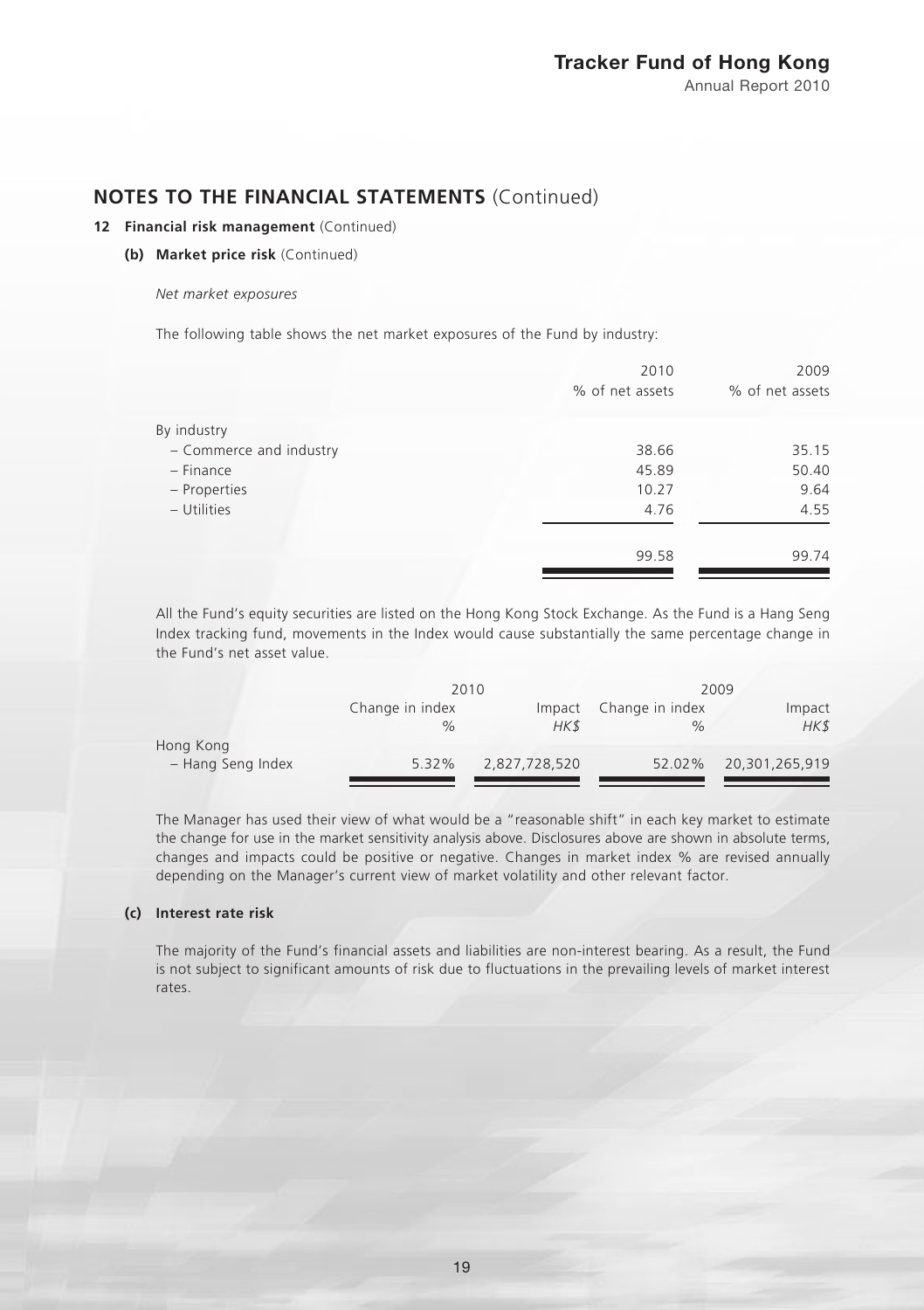## NOTES TO THE FINANCIAL STATEMENTS (Continued)

**12 Financial risk management** (Continued)

**(b) Market price risk** (Continued)

*Net market exposures*

The following table shows the net market exposures of the Fund by industry:

| | 2010 | 2009 |
|---|---|---|
| | % of net assets | % of net assets |
| By industry | | |
| – Commerce and industry | 38.66 | 35.15 |
| – Finance | 45.89 | 50.40 |
| – Properties | 10.27 | 9.64 |
| – Utilities | 4.76 | 4.55 |
| | 99.58 | 99.74 |

All the Fund's equity securities are listed on the Hong Kong Stock Exchange. As the Fund is a Hang Seng Index tracking fund, movements in the Index would cause substantially the same percentage change in the Fund's net asset value.

| | 2010 | | 2009 | |
|---|---|---|---|---|
| | Change in index | Impact | Change in index | Impact |
| | *%* | *HK$* | *%* | *HK$* |
| Hong Kong | | | | |
| – Hang Seng Index | 5.32% | 2,827,728,520 | 52.02% | 20,301,265,919 |

The Manager has used their view of what would be a "reasonable shift" in each key market to estimate the change for use in the market sensitivity analysis above. Disclosures above are shown in absolute terms, changes and impacts could be positive or negative. Changes in market index % are revised annually depending on the Manager's current view of market volatility and other relevant factor.

**(c) Interest rate risk**

The majority of the Fund's financial assets and liabilities are non-interest bearing. As a result, the Fund is not subject to significant amounts of risk due to fluctuations in the prevailing levels of market interest rates.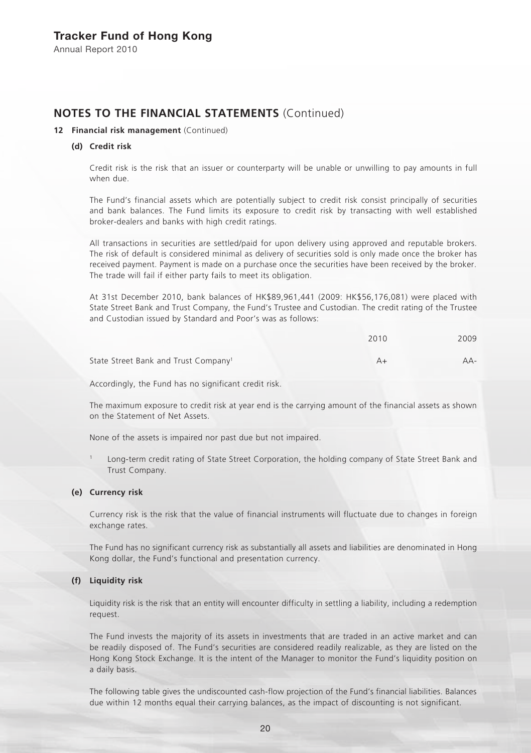# NOTES TO THE FINANCIAL STATEMENTS (Continued)

## 12 Financial risk management (Continued)

### (d) Credit risk

Credit risk is the risk that an issuer or counterparty will be unable or unwilling to pay amounts in full when due.

The Fund's financial assets which are potentially subject to credit risk consist principally of securities and bank balances. The Fund limits its exposure to credit risk by transacting with well established broker-dealers and banks with high credit ratings.

All transactions in securities are settled/paid for upon delivery using approved and reputable brokers. The risk of default is considered minimal as delivery of securities sold is only made once the broker has received payment. Payment is made on a purchase once the securities have been received by the broker. The trade will fail if either party fails to meet its obligation.

At 31st December 2010, bank balances of HK$89,961,441 (2009: HK$56,176,081) were placed with State Street Bank and Trust Company, the Fund's Trustee and Custodian. The credit rating of the Trustee and Custodian issued by Standard and Poor's was as follows:

| | 2010 | 2009 |
|---|---|---|
| State Street Bank and Trust Company[1] | A+ | AA- |

Accordingly, the Fund has no significant credit risk.

The maximum exposure to credit risk at year end is the carrying amount of the financial assets as shown on the Statement of Net Assets.

None of the assets is impaired nor past due but not impaired.

[1] Long-term credit rating of State Street Corporation, the holding company of State Street Bank and Trust Company.

### (e) Currency risk

Currency risk is the risk that the value of financial instruments will fluctuate due to changes in foreign exchange rates.

The Fund has no significant currency risk as substantially all assets and liabilities are denominated in Hong Kong dollar, the Fund's functional and presentation currency.

### (f) Liquidity risk

Liquidity risk is the risk that an entity will encounter difficulty in settling a liability, including a redemption request.

The Fund invests the majority of its assets in investments that are traded in an active market and can be readily disposed of. The Fund's securities are considered readily realizable, as they are listed on the Hong Kong Stock Exchange. It is the intent of the Manager to monitor the Fund's liquidity position on a daily basis.

The following table gives the undiscounted cash-flow projection of the Fund's financial liabilities. Balances due within 12 months equal their carrying balances, as the impact of discounting is not significant.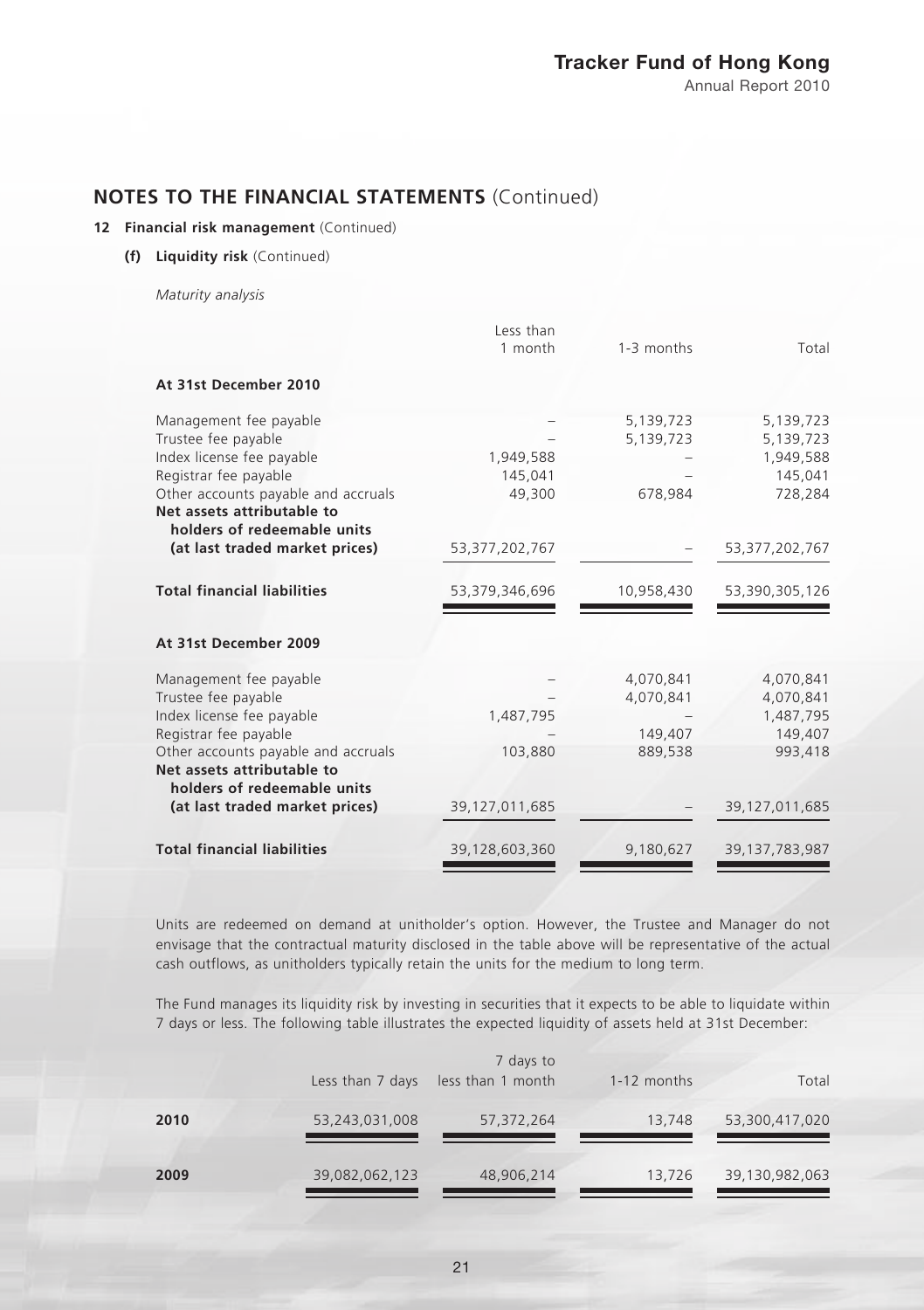## NOTES TO THE FINANCIAL STATEMENTS (Continued)

### 12 Financial risk management (Continued)

#### (f) Liquidity risk (Continued)

*Maturity analysis*

| | Less than 1 month | 1-3 months | Total |
|---|---|---|---|
| **At 31st December 2010** | | | |
| Management fee payable | – | 5,139,723 | 5,139,723 |
| Trustee fee payable | – | 5,139,723 | 5,139,723 |
| Index license fee payable | 1,949,588 | – | 1,949,588 |
| Registrar fee payable | 145,041 | – | 145,041 |
| Other accounts payable and accruals | 49,300 | 678,984 | 728,284 |
| **Net assets attributable to holders of redeemable units (at last traded market prices)** | 53,377,202,767 | – | 53,377,202,767 |
| **Total financial liabilities** | 53,379,346,696 | 10,958,430 | 53,390,305,126 |
| **At 31st December 2009** | | | |
| Management fee payable | – | 4,070,841 | 4,070,841 |
| Trustee fee payable | – | 4,070,841 | 4,070,841 |
| Index license fee payable | 1,487,795 | – | 1,487,795 |
| Registrar fee payable | – | 149,407 | 149,407 |
| Other accounts payable and accruals | 103,880 | 889,538 | 993,418 |
| **Net assets attributable to holders of redeemable units (at last traded market prices)** | 39,127,011,685 | – | 39,127,011,685 |
| **Total financial liabilities** | 39,128,603,360 | 9,180,627 | 39,137,783,987 |

Units are redeemed on demand at unitholder's option. However, the Trustee and Manager do not envisage that the contractual maturity disclosed in the table above will be representative of the actual cash outflows, as unitholders typically retain the units for the medium to long term.

The Fund manages its liquidity risk by investing in securities that it expects to be able to liquidate within 7 days or less. The following table illustrates the expected liquidity of assets held at 31st December:

| | Less than 7 days | 7 days to less than 1 month | 1-12 months | Total |
|---|---|---|---|---|
| **2010** | 53,243,031,008 | 57,372,264 | 13,748 | 53,300,417,020 |
| **2009** | 39,082,062,123 | 48,906,214 | 13,726 | 39,130,982,063 |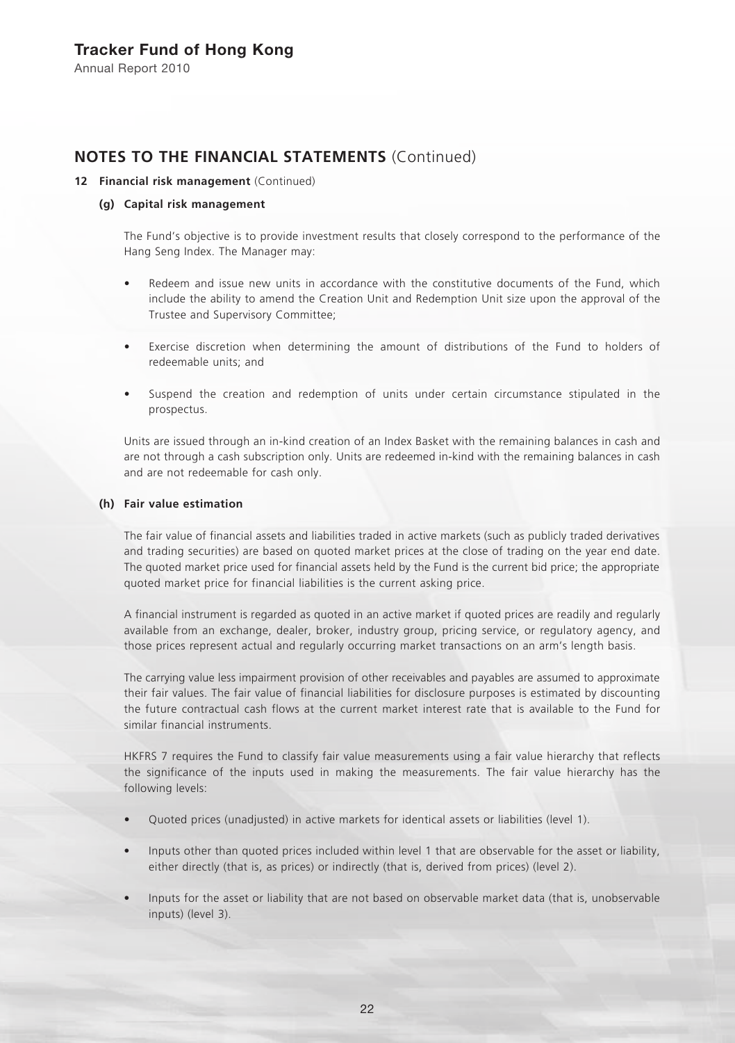## NOTES TO THE FINANCIAL STATEMENTS (Continued)

### 12 Financial risk management (Continued)

#### (g) Capital risk management

The Fund's objective is to provide investment results that closely correspond to the performance of the Hang Seng Index. The Manager may:

- Redeem and issue new units in accordance with the constitutive documents of the Fund, which include the ability to amend the Creation Unit and Redemption Unit size upon the approval of the Trustee and Supervisory Committee;
- Exercise discretion when determining the amount of distributions of the Fund to holders of redeemable units; and
- Suspend the creation and redemption of units under certain circumstance stipulated in the prospectus.

Units are issued through an in-kind creation of an Index Basket with the remaining balances in cash and are not through a cash subscription only. Units are redeemed in-kind with the remaining balances in cash and are not redeemable for cash only.

#### (h) Fair value estimation

The fair value of financial assets and liabilities traded in active markets (such as publicly traded derivatives and trading securities) are based on quoted market prices at the close of trading on the year end date. The quoted market price used for financial assets held by the Fund is the current bid price; the appropriate quoted market price for financial liabilities is the current asking price.

A financial instrument is regarded as quoted in an active market if quoted prices are readily and regularly available from an exchange, dealer, broker, industry group, pricing service, or regulatory agency, and those prices represent actual and regularly occurring market transactions on an arm's length basis.

The carrying value less impairment provision of other receivables and payables are assumed to approximate their fair values. The fair value of financial liabilities for disclosure purposes is estimated by discounting the future contractual cash flows at the current market interest rate that is available to the Fund for similar financial instruments.

HKFRS 7 requires the Fund to classify fair value measurements using a fair value hierarchy that reflects the significance of the inputs used in making the measurements. The fair value hierarchy has the following levels:

- Quoted prices (unadjusted) in active markets for identical assets or liabilities (level 1).
- Inputs other than quoted prices included within level 1 that are observable for the asset or liability, either directly (that is, as prices) or indirectly (that is, derived from prices) (level 2).
- Inputs for the asset or liability that are not based on observable market data (that is, unobservable inputs) (level 3).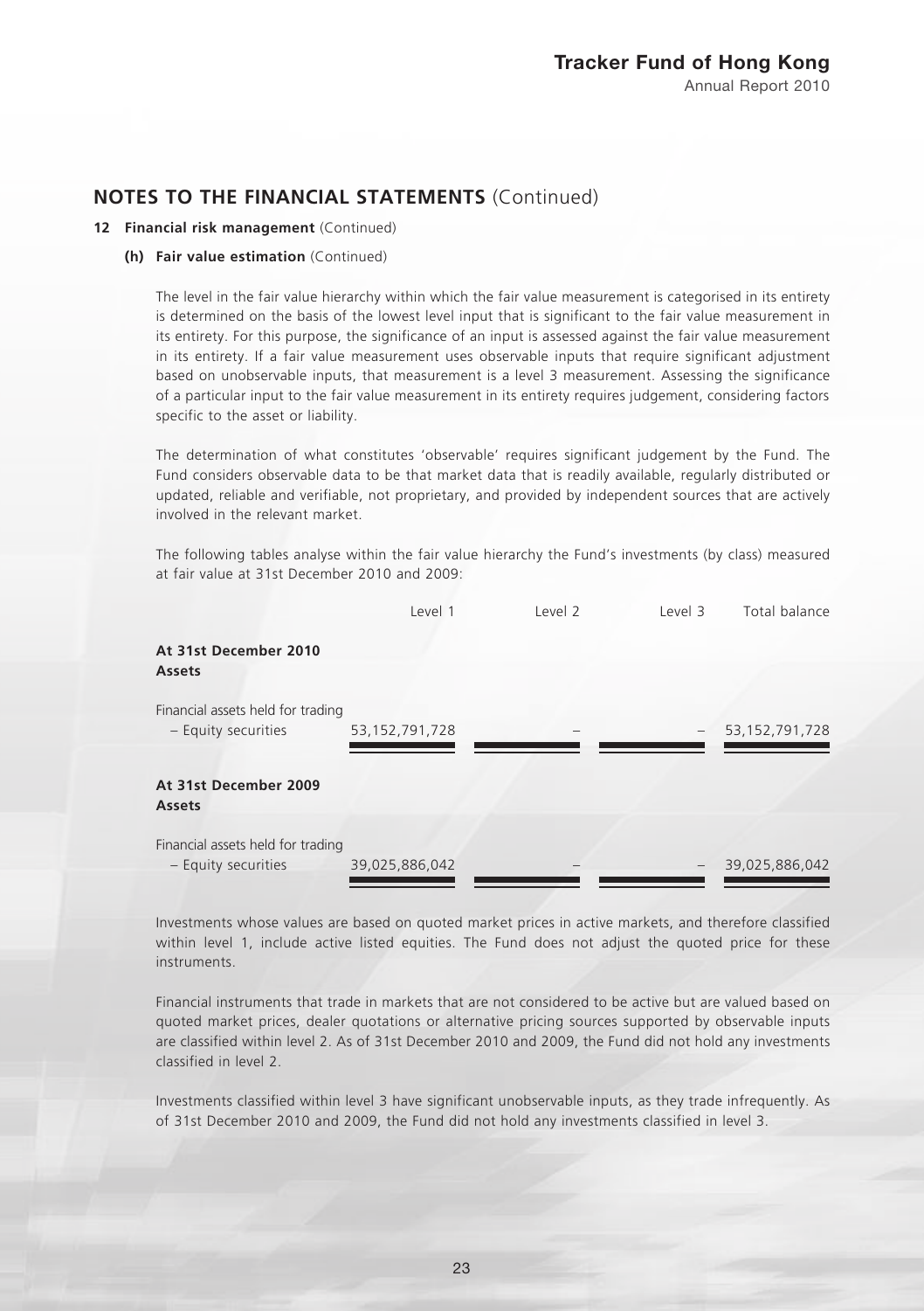## NOTES TO THE FINANCIAL STATEMENTS (Continued)

**12 Financial risk management** (Continued)

**(h) Fair value estimation** (Continued)

The level in the fair value hierarchy within which the fair value measurement is categorised in its entirety is determined on the basis of the lowest level input that is significant to the fair value measurement in its entirety. For this purpose, the significance of an input is assessed against the fair value measurement in its entirety. If a fair value measurement uses observable inputs that require significant adjustment based on unobservable inputs, that measurement is a level 3 measurement. Assessing the significance of a particular input to the fair value measurement in its entirety requires judgement, considering factors specific to the asset or liability.

The determination of what constitutes 'observable' requires significant judgement by the Fund. The Fund considers observable data to be that market data that is readily available, regularly distributed or updated, reliable and verifiable, not proprietary, and provided by independent sources that are actively involved in the relevant market.

The following tables analyse within the fair value hierarchy the Fund's investments (by class) measured at fair value at 31st December 2010 and 2009:

| | Level 1 | Level 2 | Level 3 | Total balance |
|---|---|---|---|---|
| **At 31st December 2010** | | | | |
| **Assets** | | | | |
| Financial assets held for trading | | | | |
| – Equity securities | 53,152,791,728 | – | – | 53,152,791,728 |
| **At 31st December 2009** | | | | |
| **Assets** | | | | |
| Financial assets held for trading | | | | |
| – Equity securities | 39,025,886,042 | – | – | 39,025,886,042 |

Investments whose values are based on quoted market prices in active markets, and therefore classified within level 1, include active listed equities. The Fund does not adjust the quoted price for these instruments.

Financial instruments that trade in markets that are not considered to be active but are valued based on quoted market prices, dealer quotations or alternative pricing sources supported by observable inputs are classified within level 2. As of 31st December 2010 and 2009, the Fund did not hold any investments classified in level 2.

Investments classified within level 3 have significant unobservable inputs, as they trade infrequently. As of 31st December 2010 and 2009, the Fund did not hold any investments classified in level 3.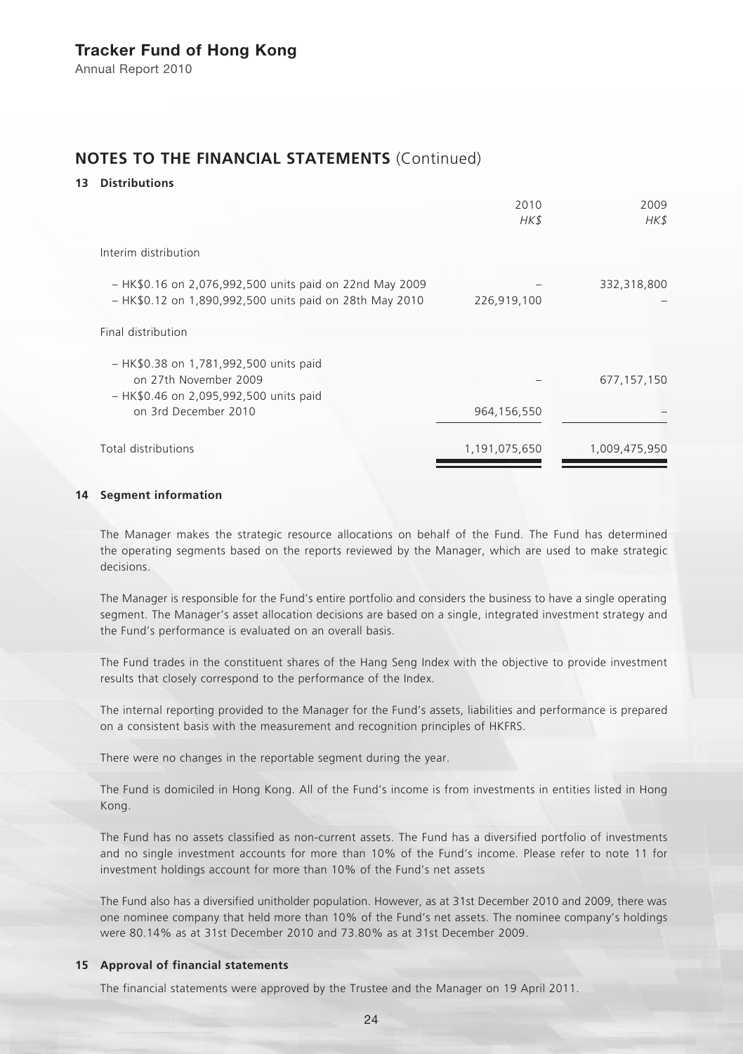## NOTES TO THE FINANCIAL STATEMENTS (Continued)

### 13 Distributions

| | 2010 HK$ | 2009 HK$ |
|---|---|---|
| Interim distribution | | |
| – HK$0.16 on 2,076,992,500 units paid on 22nd May 2009 | – | 332,318,800 |
| – HK$0.12 on 1,890,992,500 units paid on 28th May 2010 | 226,919,100 | – |
| Final distribution | | |
| – HK$0.38 on 1,781,992,500 units paid on 27th November 2009 | – | 677,157,150 |
| – HK$0.46 on 2,095,992,500 units paid on 3rd December 2010 | 964,156,550 | – |
| Total distributions | 1,191,075,650 | 1,009,475,950 |

### 14 Segment information

The Manager makes the strategic resource allocations on behalf of the Fund. The Fund has determined the operating segments based on the reports reviewed by the Manager, which are used to make strategic decisions.

The Manager is responsible for the Fund's entire portfolio and considers the business to have a single operating segment. The Manager's asset allocation decisions are based on a single, integrated investment strategy and the Fund's performance is evaluated on an overall basis.

The Fund trades in the constituent shares of the Hang Seng Index with the objective to provide investment results that closely correspond to the performance of the Index.

The internal reporting provided to the Manager for the Fund's assets, liabilities and performance is prepared on a consistent basis with the measurement and recognition principles of HKFRS.

There were no changes in the reportable segment during the year.

The Fund is domiciled in Hong Kong. All of the Fund's income is from investments in entities listed in Hong Kong.

The Fund has no assets classified as non-current assets. The Fund has a diversified portfolio of investments and no single investment accounts for more than 10% of the Fund's income. Please refer to note 11 for investment holdings account for more than 10% of the Fund's net assets

The Fund also has a diversified unitholder population. However, as at 31st December 2010 and 2009, there was one nominee company that held more than 10% of the Fund's net assets. The nominee company's holdings were 80.14% as at 31st December 2010 and 73.80% as at 31st December 2009.

### 15 Approval of financial statements

The financial statements were approved by the Trustee and the Manager on 19 April 2011.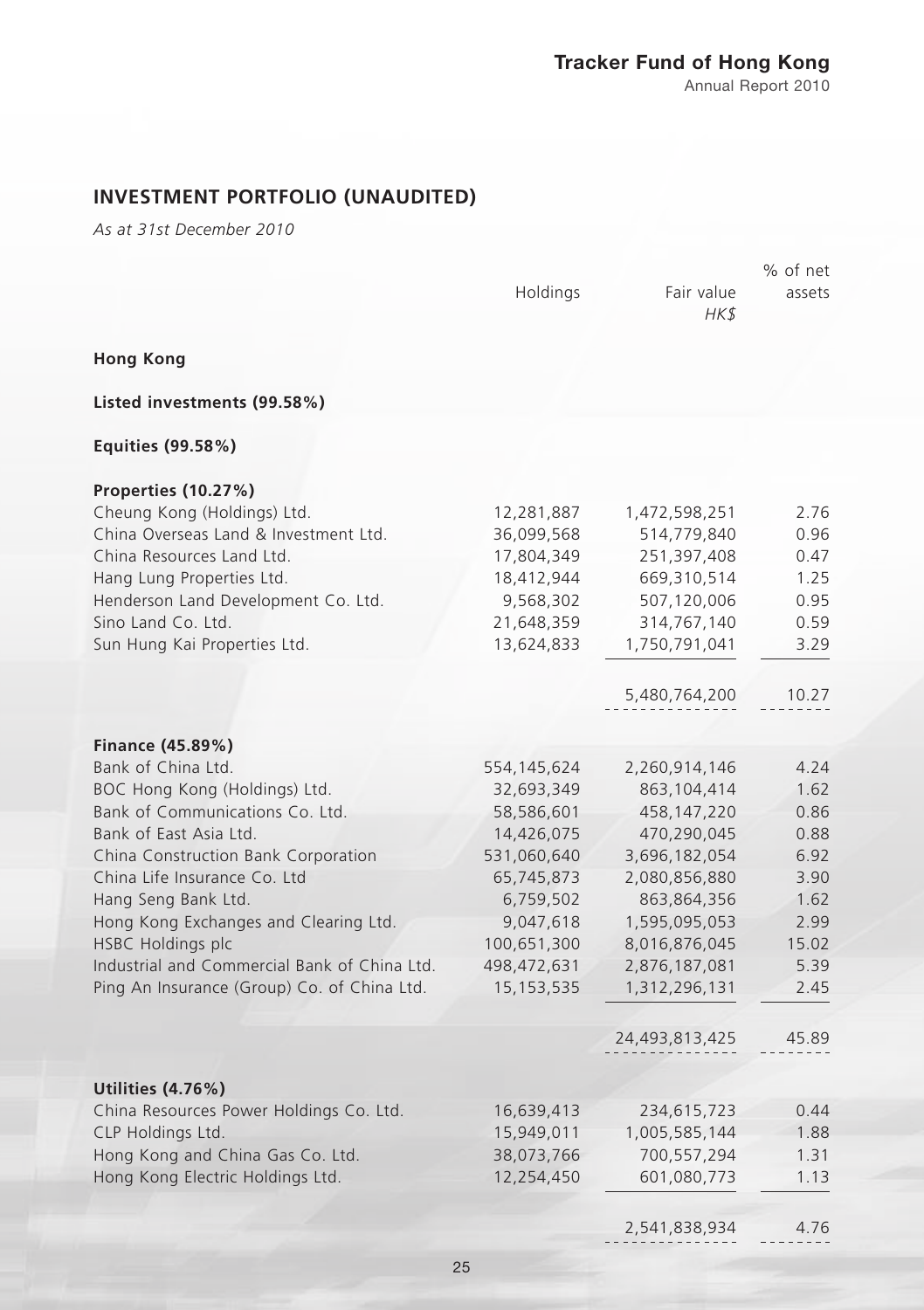## INVESTMENT PORTFOLIO (UNAUDITED)

*As at 31st December 2010*

| | Holdings | Fair value<br>*HK$* | % of net assets |
|---|---|---|---|
| **Hong Kong** | | | |
| **Listed investments (99.58%)** | | | |
| **Equities (99.58%)** | | | |
| **Properties (10.27%)** | | | |
| Cheung Kong (Holdings) Ltd. | 12,281,887 | 1,472,598,251 | 2.76 |
| China Overseas Land & Investment Ltd. | 36,099,568 | 514,779,840 | 0.96 |
| China Resources Land Ltd. | 17,804,349 | 251,397,408 | 0.47 |
| Hang Lung Properties Ltd. | 18,412,944 | 669,310,514 | 1.25 |
| Henderson Land Development Co. Ltd. | 9,568,302 | 507,120,006 | 0.95 |
| Sino Land Co. Ltd. | 21,648,359 | 314,767,140 | 0.59 |
| Sun Hung Kai Properties Ltd. | 13,624,833 | 1,750,791,041 | 3.29 |
| | | 5,480,764,200 | 10.27 |
| **Finance (45.89%)** | | | |
| Bank of China Ltd. | 554,145,624 | 2,260,914,146 | 4.24 |
| BOC Hong Kong (Holdings) Ltd. | 32,693,349 | 863,104,414 | 1.62 |
| Bank of Communications Co. Ltd. | 58,586,601 | 458,147,220 | 0.86 |
| Bank of East Asia Ltd. | 14,426,075 | 470,290,045 | 0.88 |
| China Construction Bank Corporation | 531,060,640 | 3,696,182,054 | 6.92 |
| China Life Insurance Co. Ltd | 65,745,873 | 2,080,856,880 | 3.90 |
| Hang Seng Bank Ltd. | 6,759,502 | 863,864,356 | 1.62 |
| Hong Kong Exchanges and Clearing Ltd. | 9,047,618 | 1,595,095,053 | 2.99 |
| HSBC Holdings plc | 100,651,300 | 8,016,876,045 | 15.02 |
| Industrial and Commercial Bank of China Ltd. | 498,472,631 | 2,876,187,081 | 5.39 |
| Ping An Insurance (Group) Co. of China Ltd. | 15,153,535 | 1,312,296,131 | 2.45 |
| | | 24,493,813,425 | 45.89 |
| **Utilities (4.76%)** | | | |
| China Resources Power Holdings Co. Ltd. | 16,639,413 | 234,615,723 | 0.44 |
| CLP Holdings Ltd. | 15,949,011 | 1,005,585,144 | 1.88 |
| Hong Kong and China Gas Co. Ltd. | 38,073,766 | 700,557,294 | 1.31 |
| Hong Kong Electric Holdings Ltd. | 12,254,450 | 601,080,773 | 1.13 |
| | | 2,541,838,934 | 4.76 |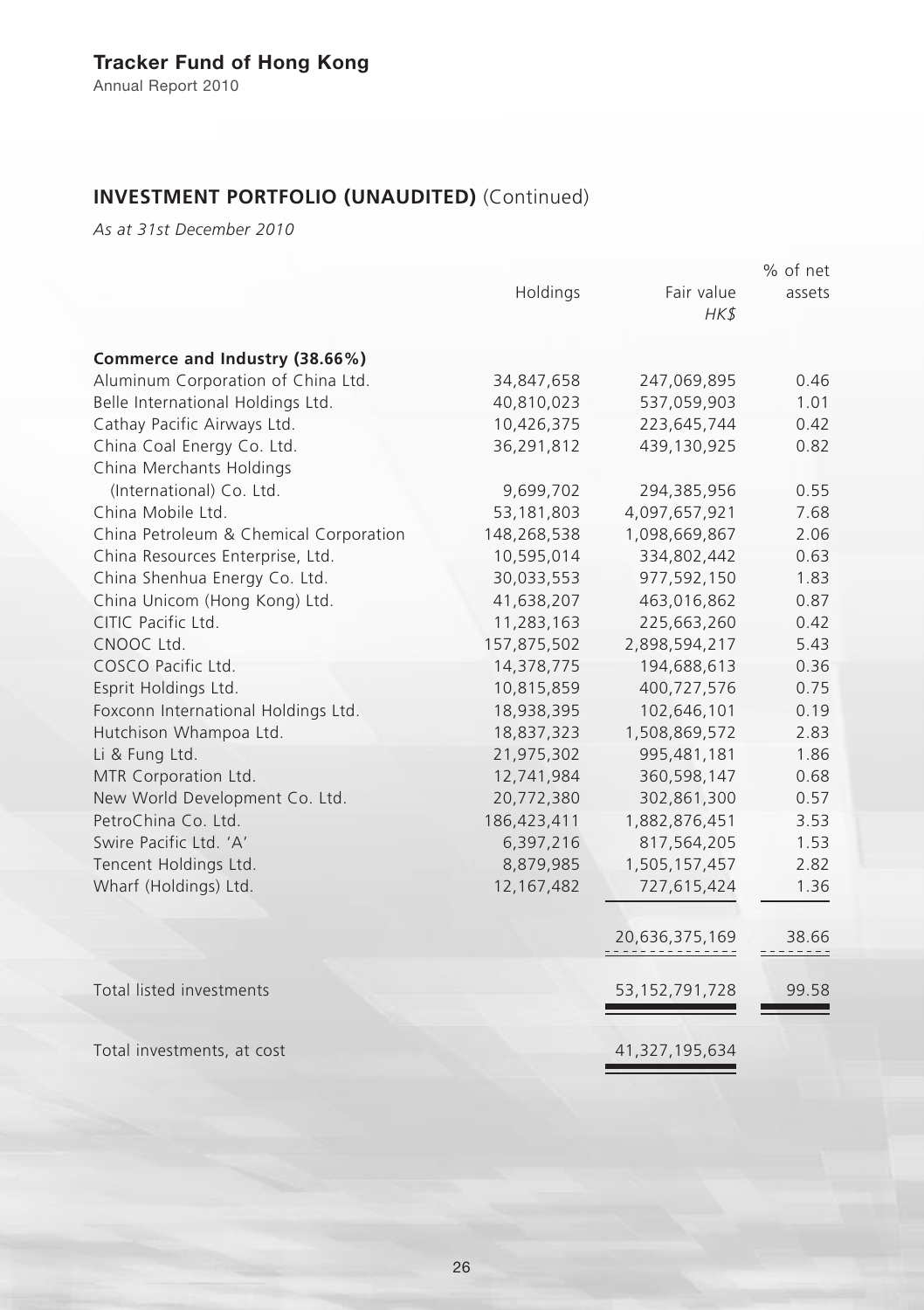## INVESTMENT PORTFOLIO (UNAUDITED) (Continued)

*As at 31st December 2010*

| | Holdings | Fair value *HK$* | % of net assets |
|---|---|---|---|
| **Commerce and Industry (38.66%)** | | | |
| Aluminum Corporation of China Ltd. | 34,847,658 | 247,069,895 | 0.46 |
| Belle International Holdings Ltd. | 40,810,023 | 537,059,903 | 1.01 |
| Cathay Pacific Airways Ltd. | 10,426,375 | 223,645,744 | 0.42 |
| China Coal Energy Co. Ltd. | 36,291,812 | 439,130,925 | 0.82 |
| China Merchants Holdings (International) Co. Ltd. | 9,699,702 | 294,385,956 | 0.55 |
| China Mobile Ltd. | 53,181,803 | 4,097,657,921 | 7.68 |
| China Petroleum & Chemical Corporation | 148,268,538 | 1,098,669,867 | 2.06 |
| China Resources Enterprise, Ltd. | 10,595,014 | 334,802,442 | 0.63 |
| China Shenhua Energy Co. Ltd. | 30,033,553 | 977,592,150 | 1.83 |
| China Unicom (Hong Kong) Ltd. | 41,638,207 | 463,016,862 | 0.87 |
| CITIC Pacific Ltd. | 11,283,163 | 225,663,260 | 0.42 |
| CNOOC Ltd. | 157,875,502 | 2,898,594,217 | 5.43 |
| COSCO Pacific Ltd. | 14,378,775 | 194,688,613 | 0.36 |
| Esprit Holdings Ltd. | 10,815,859 | 400,727,576 | 0.75 |
| Foxconn International Holdings Ltd. | 18,938,395 | 102,646,101 | 0.19 |
| Hutchison Whampoa Ltd. | 18,837,323 | 1,508,869,572 | 2.83 |
| Li & Fung Ltd. | 21,975,302 | 995,481,181 | 1.86 |
| MTR Corporation Ltd. | 12,741,984 | 360,598,147 | 0.68 |
| New World Development Co. Ltd. | 20,772,380 | 302,861,300 | 0.57 |
| PetroChina Co. Ltd. | 186,423,411 | 1,882,876,451 | 3.53 |
| Swire Pacific Ltd. 'A' | 6,397,216 | 817,564,205 | 1.53 |
| Tencent Holdings Ltd. | 8,879,985 | 1,505,157,457 | 2.82 |
| Wharf (Holdings) Ltd. | 12,167,482 | 727,615,424 | 1.36 |
| | | 20,636,375,169 | 38.66 |
| Total listed investments | | 53,152,791,728 | 99.58 |
| Total investments, at cost | | 41,327,195,634 | |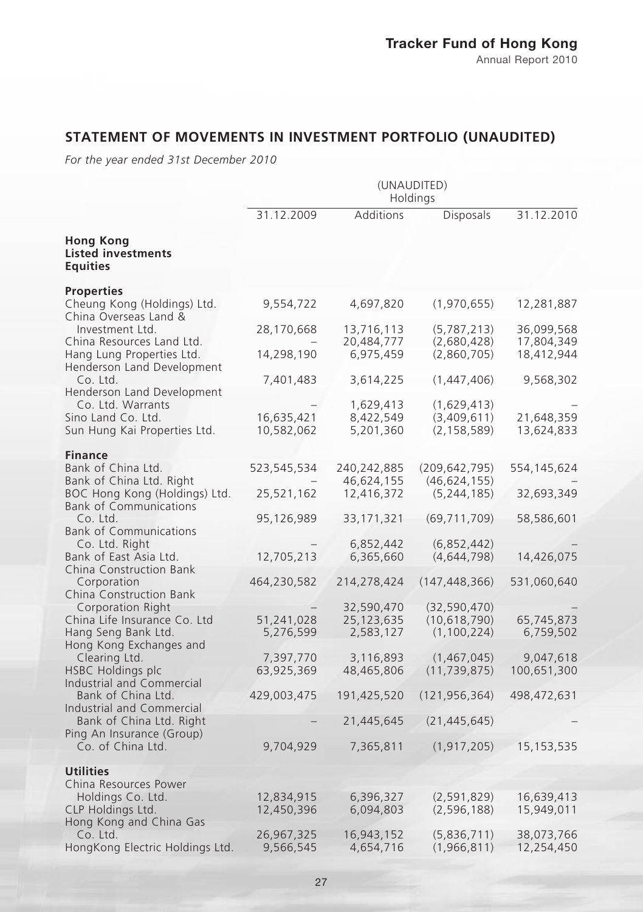## STATEMENT OF MOVEMENTS IN INVESTMENT PORTFOLIO (UNAUDITED)

*For the year ended 31st December 2010*

| | (UNAUDITED) Holdings | | | |
|---|---|---|---|---|
| | 31.12.2009 | Additions | Disposals | 31.12.2010 |
| **Hong Kong** | | | | |
| **Listed investments** | | | | |
| **Equities** | | | | |
| **Properties** | | | | |
| Cheung Kong (Holdings) Ltd. | 9,554,722 | 4,697,820 | (1,970,655) | 12,281,887 |
| China Overseas Land & Investment Ltd. | 28,170,668 | 13,716,113 | (5,787,213) | 36,099,568 |
| China Resources Land Ltd. | – | 20,484,777 | (2,680,428) | 17,804,349 |
| Hang Lung Properties Ltd. | 14,298,190 | 6,975,459 | (2,860,705) | 18,412,944 |
| Henderson Land Development Co. Ltd. | 7,401,483 | 3,614,225 | (1,447,406) | 9,568,302 |
| Henderson Land Development Co. Ltd. Warrants | – | 1,629,413 | (1,629,413) | – |
| Sino Land Co. Ltd. | 16,635,421 | 8,422,549 | (3,409,611) | 21,648,359 |
| Sun Hung Kai Properties Ltd. | 10,582,062 | 5,201,360 | (2,158,589) | 13,624,833 |
| **Finance** | | | | |
| Bank of China Ltd. | 523,545,534 | 240,242,885 | (209,642,795) | 554,145,624 |
| Bank of China Ltd. Right | – | 46,624,155 | (46,624,155) | – |
| BOC Hong Kong (Holdings) Ltd. | 25,521,162 | 12,416,372 | (5,244,185) | 32,693,349 |
| Bank of Communications Co. Ltd. | 95,126,989 | 33,171,321 | (69,711,709) | 58,586,601 |
| Bank of Communications Co. Ltd. Right | – | 6,852,442 | (6,852,442) | – |
| Bank of East Asia Ltd. | 12,705,213 | 6,365,660 | (4,644,798) | 14,426,075 |
| China Construction Bank Corporation | 464,230,582 | 214,278,424 | (147,448,366) | 531,060,640 |
| China Construction Bank Corporation Right | – | 32,590,470 | (32,590,470) | – |
| China Life Insurance Co. Ltd | 51,241,028 | 25,123,635 | (10,618,790) | 65,745,873 |
| Hang Seng Bank Ltd. | 5,276,599 | 2,583,127 | (1,100,224) | 6,759,502 |
| Hong Kong Exchanges and Clearing Ltd. | 7,397,770 | 3,116,893 | (1,467,045) | 9,047,618 |
| HSBC Holdings plc | 63,925,369 | 48,465,806 | (11,739,875) | 100,651,300 |
| Industrial and Commercial Bank of China Ltd. | 429,003,475 | 191,425,520 | (121,956,364) | 498,472,631 |
| Industrial and Commercial Bank of China Ltd. Right | – | 21,445,645 | (21,445,645) | – |
| Ping An Insurance (Group) Co. of China Ltd. | 9,704,929 | 7,365,811 | (1,917,205) | 15,153,535 |
| **Utilities** | | | | |
| China Resources Power Holdings Co. Ltd. | 12,834,915 | 6,396,327 | (2,591,829) | 16,639,413 |
| CLP Holdings Ltd. | 12,450,396 | 6,094,803 | (2,596,188) | 15,949,011 |
| Hong Kong and China Gas Co. Ltd. | 26,967,325 | 16,943,152 | (5,836,711) | 38,073,766 |
| HongKong Electric Holdings Ltd. | 9,566,545 | 4,654,716 | (1,966,811) | 12,254,450 |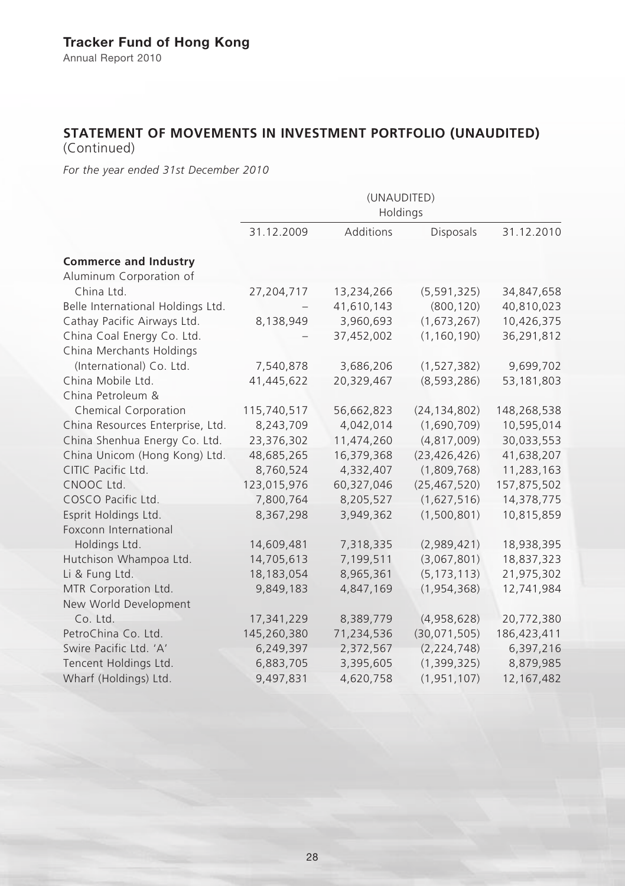## STATEMENT OF MOVEMENTS IN INVESTMENT PORTFOLIO (UNAUDITED)
(Continued)

*For the year ended 31st December 2010*

| | (UNAUDITED) Holdings | | | |
|---|---|---|---|---|
| | 31.12.2009 | Additions | Disposals | 31.12.2010 |
| **Commerce and Industry** | | | | |
| Aluminum Corporation of China Ltd. | 27,204,717 | 13,234,266 | (5,591,325) | 34,847,658 |
| Belle International Holdings Ltd. | – | 41,610,143 | (800,120) | 40,810,023 |
| Cathay Pacific Airways Ltd. | 8,138,949 | 3,960,693 | (1,673,267) | 10,426,375 |
| China Coal Energy Co. Ltd. | – | 37,452,002 | (1,160,190) | 36,291,812 |
| China Merchants Holdings (International) Co. Ltd. | 7,540,878 | 3,686,206 | (1,527,382) | 9,699,702 |
| China Mobile Ltd. | 41,445,622 | 20,329,467 | (8,593,286) | 53,181,803 |
| China Petroleum & Chemical Corporation | 115,740,517 | 56,662,823 | (24,134,802) | 148,268,538 |
| China Resources Enterprise, Ltd. | 8,243,709 | 4,042,014 | (1,690,709) | 10,595,014 |
| China Shenhua Energy Co. Ltd. | 23,376,302 | 11,474,260 | (4,817,009) | 30,033,553 |
| China Unicom (Hong Kong) Ltd. | 48,685,265 | 16,379,368 | (23,426,426) | 41,638,207 |
| CITIC Pacific Ltd. | 8,760,524 | 4,332,407 | (1,809,768) | 11,283,163 |
| CNOOC Ltd. | 123,015,976 | 60,327,046 | (25,467,520) | 157,875,502 |
| COSCO Pacific Ltd. | 7,800,764 | 8,205,527 | (1,627,516) | 14,378,775 |
| Esprit Holdings Ltd. | 8,367,298 | 3,949,362 | (1,500,801) | 10,815,859 |
| Foxconn International Holdings Ltd. | 14,609,481 | 7,318,335 | (2,989,421) | 18,938,395 |
| Hutchison Whampoa Ltd. | 14,705,613 | 7,199,511 | (3,067,801) | 18,837,323 |
| Li & Fung Ltd. | 18,183,054 | 8,965,361 | (5,173,113) | 21,975,302 |
| MTR Corporation Ltd. | 9,849,183 | 4,847,169 | (1,954,368) | 12,741,984 |
| New World Development Co. Ltd. | 17,341,229 | 8,389,779 | (4,958,628) | 20,772,380 |
| PetroChina Co. Ltd. | 145,260,380 | 71,234,536 | (30,071,505) | 186,423,411 |
| Swire Pacific Ltd. 'A' | 6,249,397 | 2,372,567 | (2,224,748) | 6,397,216 |
| Tencent Holdings Ltd. | 6,883,705 | 3,395,605 | (1,399,325) | 8,879,985 |
| Wharf (Holdings) Ltd. | 9,497,831 | 4,620,758 | (1,951,107) | 12,167,482 |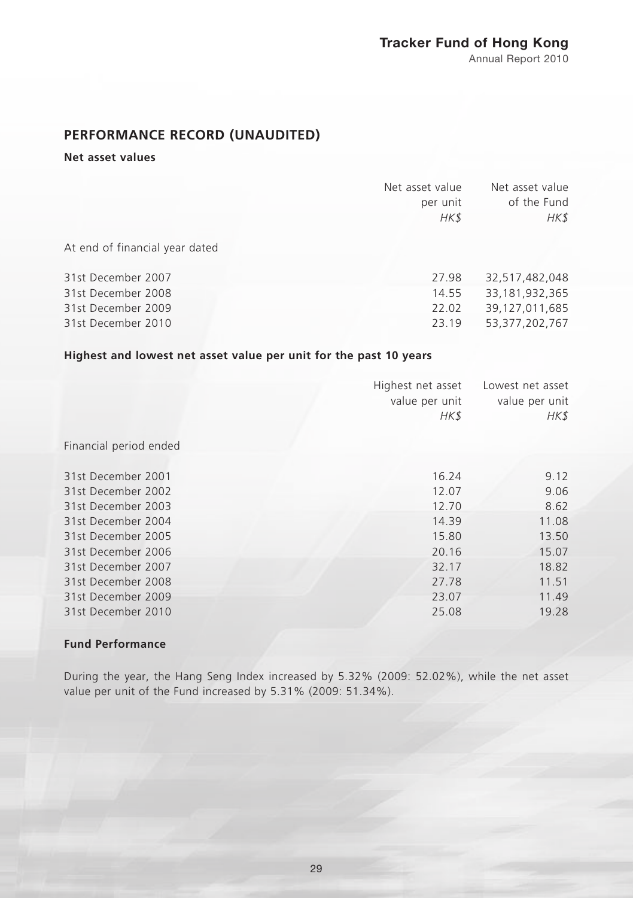## PERFORMANCE RECORD (UNAUDITED)

### Net asset values

| | Net asset value per unit *HK$* | Net asset value of the Fund *HK$* |
|---|---|---|
| At end of financial year dated | | |
| 31st December 2007 | 27.98 | 32,517,482,048 |
| 31st December 2008 | 14.55 | 33,181,932,365 |
| 31st December 2009 | 22.02 | 39,127,011,685 |
| 31st December 2010 | 23.19 | 53,377,202,767 |

### Highest and lowest net asset value per unit for the past 10 years

| | Highest net asset value per unit *HK$* | Lowest net asset value per unit *HK$* |
|---|---|---|
| Financial period ended | | |
| 31st December 2001 | 16.24 | 9.12 |
| 31st December 2002 | 12.07 | 9.06 |
| 31st December 2003 | 12.70 | 8.62 |
| 31st December 2004 | 14.39 | 11.08 |
| 31st December 2005 | 15.80 | 13.50 |
| 31st December 2006 | 20.16 | 15.07 |
| 31st December 2007 | 32.17 | 18.82 |
| 31st December 2008 | 27.78 | 11.51 |
| 31st December 2009 | 23.07 | 11.49 |
| 31st December 2010 | 25.08 | 19.28 |

### Fund Performance

During the year, the Hang Seng Index increased by 5.32% (2009: 52.02%), while the net asset value per unit of the Fund increased by 5.31% (2009: 51.34%).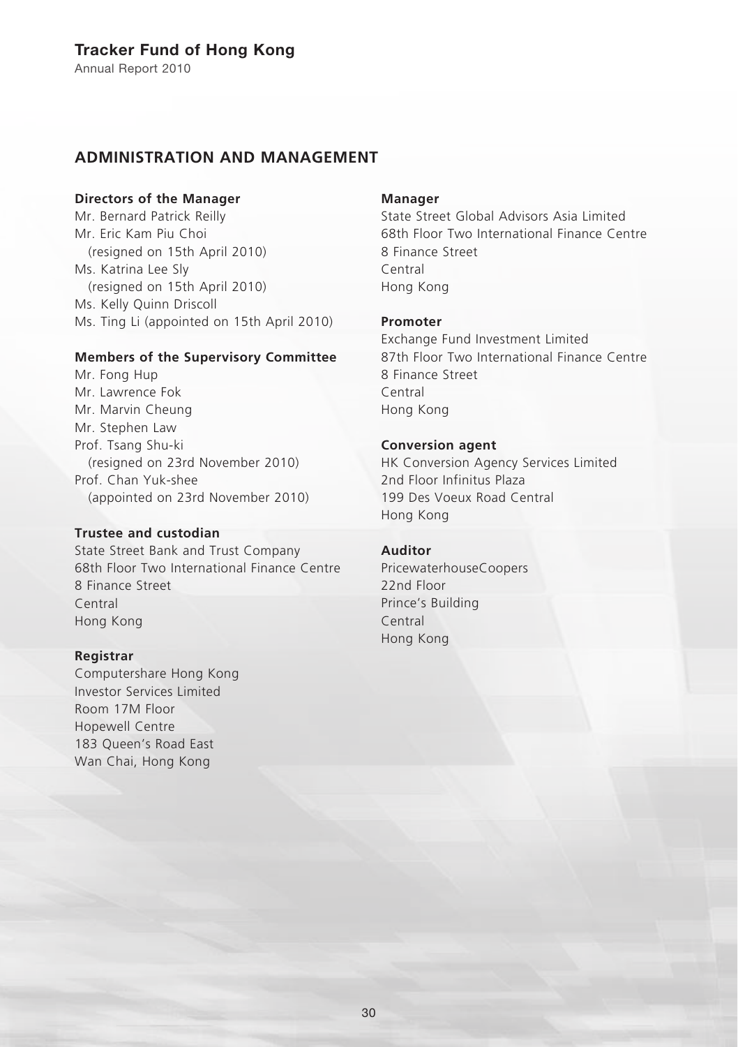## ADMINISTRATION AND MANAGEMENT

**Directors of the Manager**

Mr. Bernard Patrick Reilly
Mr. Eric Kam Piu Choi
(resigned on 15th April 2010)
Ms. Katrina Lee Sly
(resigned on 15th April 2010)
Ms. Kelly Quinn Driscoll
Ms. Ting Li (appointed on 15th April 2010)

**Members of the Supervisory Committee**

Mr. Fong Hup
Mr. Lawrence Fok
Mr. Marvin Cheung
Mr. Stephen Law
Prof. Tsang Shu-ki
(resigned on 23rd November 2010)
Prof. Chan Yuk-shee
(appointed on 23rd November 2010)

**Trustee and custodian**

State Street Bank and Trust Company
68th Floor Two International Finance Centre
8 Finance Street
Central
Hong Kong

**Registrar**

Computershare Hong Kong
Investor Services Limited
Room 17M Floor
Hopewell Centre
183 Queen's Road East
Wan Chai, Hong Kong

**Manager**

State Street Global Advisors Asia Limited
68th Floor Two International Finance Centre
8 Finance Street
Central
Hong Kong

**Promoter**

Exchange Fund Investment Limited
87th Floor Two International Finance Centre
8 Finance Street
Central
Hong Kong

**Conversion agent**

HK Conversion Agency Services Limited
2nd Floor Infinitus Plaza
199 Des Voeux Road Central
Hong Kong

**Auditor**

PricewaterhouseCoopers
22nd Floor
Prince's Building
Central
Hong Kong